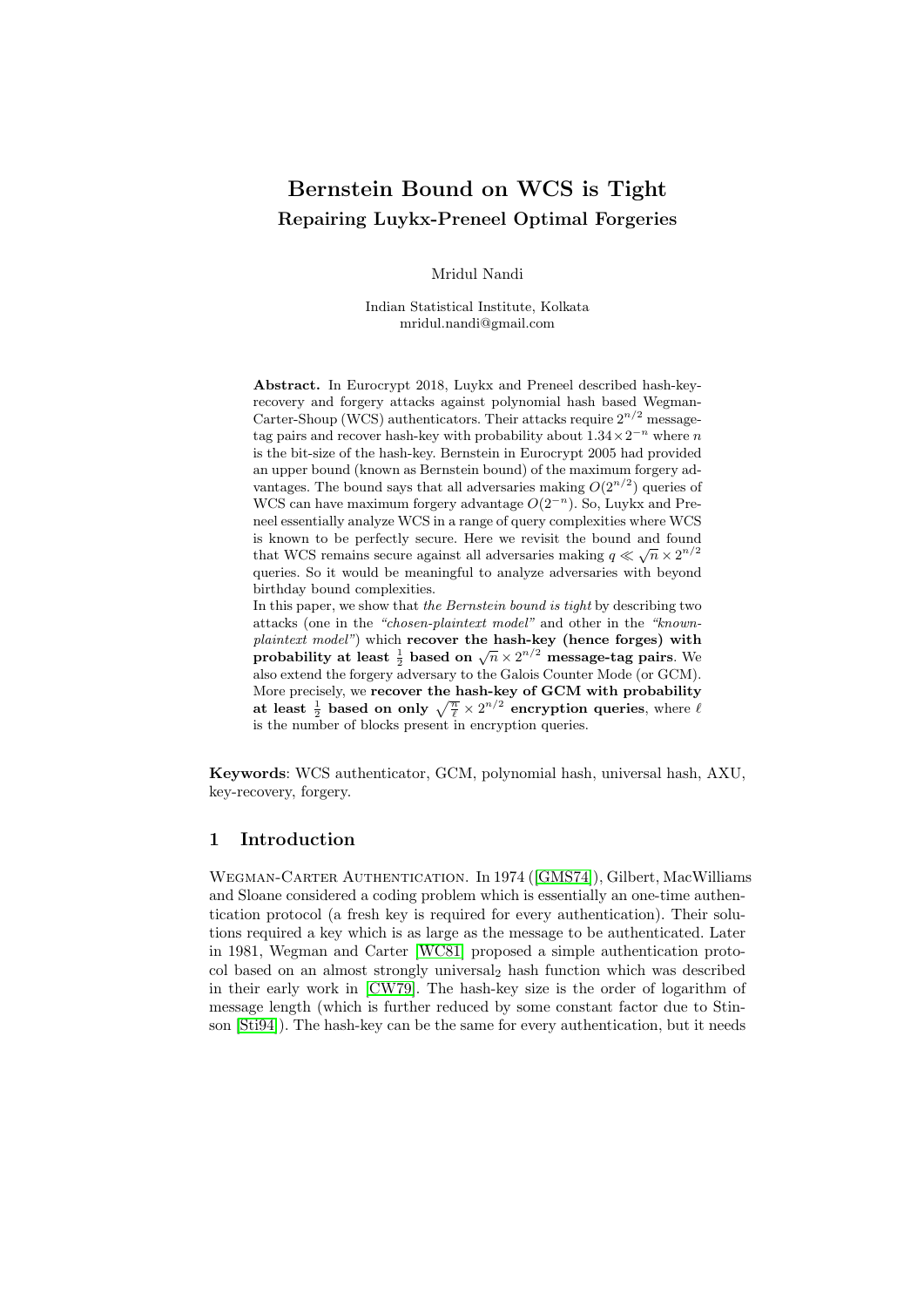# Bernstein Bound on WCS is Tight

## Repairing Luykx-Preneel Optimal Forgeries

Mridul Nandi

Indian Statistical Institute, Kolkata
mridul.nandi@gmail.com

**Abstract.** In Eurocrypt 2018, Luykx and Preneel described hash-key-recovery and forgery attacks against polynomial hash based Wegman-Carter-Shoup (WCS) authenticators. Their attacks require $2^{n/2}$ message-tag pairs and recover hash-key with probability about $1.34 \times 2^{-n}$ where $n$ is the bit-size of the hash-key. Bernstein in Eurocrypt 2005 had provided an upper bound (known as Bernstein bound) of the maximum forgery advantages. The bound says that all adversaries making $O(2^{n/2})$ queries of WCS can have maximum forgery advantage $O(2^{-n})$. So, Luykx and Preneel essentially analyze WCS in a range of query complexities where WCS is known to be perfectly secure. Here we revisit the bound and found that WCS remains secure against all adversaries making $q \ll \sqrt{n} \times 2^{n/2}$ queries. So it would be meaningful to analyze adversaries with beyond birthday bound complexities.

In this paper, we show that *the Bernstein bound is tight* by describing two attacks (one in the *"chosen-plaintext model"* and other in the *"known-plaintext model"*) which **recover the hash-key (hence forges) with probability at least $\frac{1}{2}$ based on $\sqrt{n} \times 2^{n/2}$ message-tag pairs**. We also extend the forgery adversary to the Galois Counter Mode (or GCM). More precisely, we **recover the hash-key of GCM with probability at least $\frac{1}{2}$ based on only $\sqrt{\frac{n}{\ell}} \times 2^{n/2}$ encryption queries**, where $\ell$ is the number of blocks present in encryption queries.

**Keywords**: WCS authenticator, GCM, polynomial hash, universal hash, AXU, key-recovery, forgery.

## 1 Introduction

Wegman-Carter Authentication. In 1974 ([GMS74]), Gilbert, MacWilliams and Sloane considered a coding problem which is essentially an one-time authentication protocol (a fresh key is required for every authentication). Their solutions required a key which is as large as the message to be authenticated. Later in 1981, Wegman and Carter [WC81] proposed a simple authentication protocol based on an almost strongly universal$_2$ hash function which was described in their early work in [CW79]. The hash-key size is the order of logarithm of message length (which is further reduced by some constant factor due to Stinson [Sti94]). The hash-key can be the same for every authentication, but it needs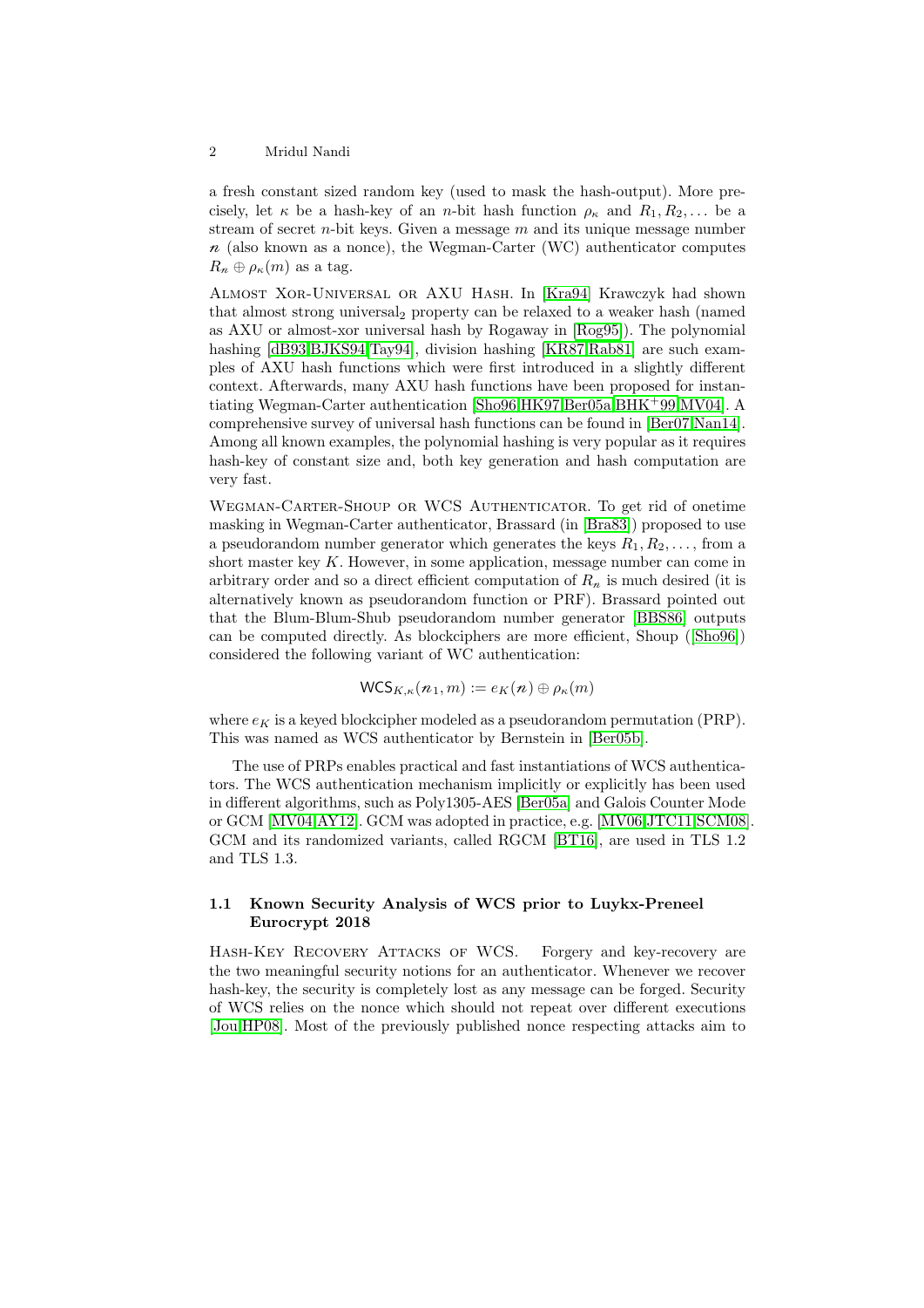a fresh constant sized random key (used to mask the hash-output). More precisely, let $\kappa$ be a hash-key of an $n$-bit hash function $\rho_\kappa$ and $R_1, R_2, \ldots$ be a stream of secret $n$-bit keys. Given a message $m$ and its unique message number $n$ (also known as a nonce), the Wegman-Carter (WC) authenticator computes $R_n \oplus \rho_\kappa(m)$ as a tag.

Almost Xor-Universal or AXU Hash. In [Kra94] Krawczyk had shown that almost strong universal$_2$ property can be relaxed to a weaker hash (named as AXU or almost-xor universal hash by Rogaway in [Rog95]). The polynomial hashing [dB93,BJKS94,Tay94], division hashing [KR87,Rab81] are such examples of AXU hash functions which were first introduced in a slightly different context. Afterwards, many AXU hash functions have been proposed for instantiating Wegman-Carter authentication [Sho96,HK97,Ber05a,BHK+99,MV04]. A comprehensive survey of universal hash functions can be found in [Ber07,Nan14]. Among all known examples, the polynomial hashing is very popular as it requires hash-key of constant size and, both key generation and hash computation are very fast.

Wegman-Carter-Shoup or WCS Authenticator. To get rid of onetime masking in Wegman-Carter authenticator, Brassard (in [Bra83]) proposed to use a pseudorandom number generator which generates the keys $R_1, R_2, \ldots$, from a short master key $K$. However, in some application, message number can come in arbitrary order and so a direct efficient computation of $R_n$ is much desired (it is alternatively known as pseudorandom function or PRF). Brassard pointed out that the Blum-Blum-Shub pseudorandom number generator [BBS86] outputs can be computed directly. As blockciphers are more efficient, Shoup ([Sho96]) considered the following variant of WC authentication:

$$\mathsf{WCS}_{K,\kappa}(n_1, m) := e_K(n) \oplus \rho_\kappa(m)$$

where $e_K$ is a keyed blockcipher modeled as a pseudorandom permutation (PRP). This was named as WCS authenticator by Bernstein in [Ber05b].

The use of PRPs enables practical and fast instantiations of WCS authenticators. The WCS authentication mechanism implicitly or explicitly has been used in different algorithms, such as Poly1305-AES [Ber05a] and Galois Counter Mode or GCM [MV04,AY12]. GCM was adopted in practice, e.g. [MV06,JTC11,SCM08]. GCM and its randomized variants, called RGCM [BT16], are used in TLS 1.2 and TLS 1.3.

### 1.1 Known Security Analysis of WCS prior to Luykx-Preneel Eurocrypt 2018

Hash-Key Recovery Attacks of WCS. Forgery and key-recovery are the two meaningful security notions for an authenticator. Whenever we recover hash-key, the security is completely lost as any message can be forged. Security of WCS relies on the nonce which should not repeat over different executions [Jou,HP08]. Most of the previously published nonce respecting attacks aim to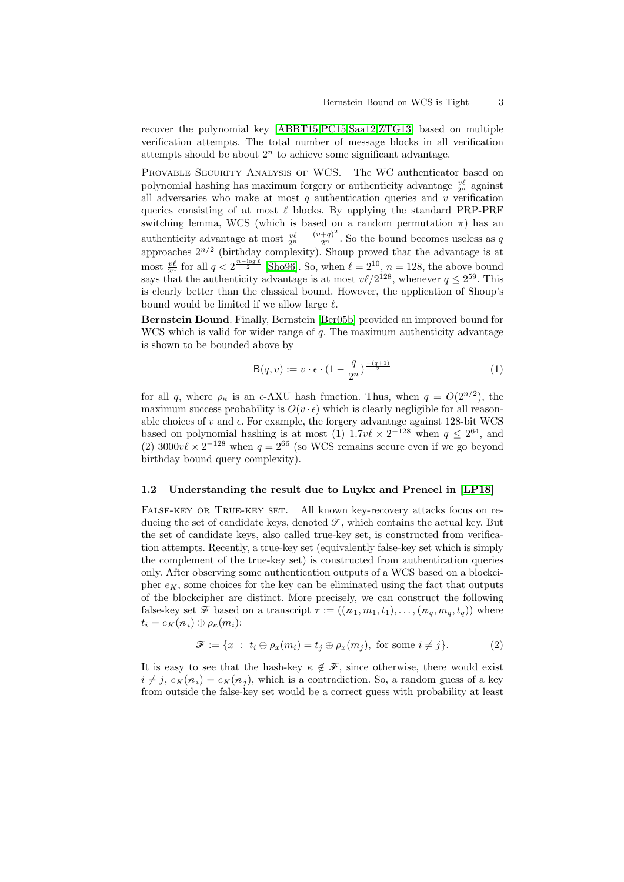recover the polynomial key [ABBT15,PC15,Saa12,ZTG13] based on multiple verification attempts. The total number of message blocks in all verification attempts should be about $2^n$ to achieve some significant advantage.

Provable Security Analysis of WCS. The WC authenticator based on polynomial hashing has maximum forgery or authenticity advantage $\frac{v\ell}{2^n}$ against all adversaries who make at most $q$ authentication queries and $v$ verification queries consisting of at most $\ell$ blocks. By applying the standard PRP-PRF switching lemma, WCS (which is based on a random permutation $\pi$) has an authenticity advantage at most $\frac{v\ell}{2^n} + \frac{(v+q)^2}{2^n}$. So the bound becomes useless as $q$ approaches $2^{n/2}$ (birthday complexity). Shoup proved that the advantage is at most $\frac{v\ell}{2^n}$ for all $q < 2^{\frac{n-\log \ell}{2}}$ [Sho96]. So, when $\ell = 2^{10}$, $n = 128$, the above bound says that the authenticity advantage is at most $v\ell/2^{128}$, whenever $q \leq 2^{59}$. This is clearly better than the classical bound. However, the application of Shoup's bound would be limited if we allow large $\ell$.

**Bernstein Bound**. Finally, Bernstein [Ber05b] provided an improved bound for WCS which is valid for wider range of $q$. The maximum authenticity advantage is shown to be bounded above by

$$\mathsf{B}(q, v) := v \cdot \epsilon \cdot (1 - \frac{q}{2^n})^{\frac{-(q+1)}{2}} \tag{1}$$

for all $q$, where $\rho_\kappa$ is an $\epsilon$-AXU hash function. Thus, when $q = O(2^{n/2})$, the maximum success probability is $O(v \cdot \epsilon)$ which is clearly negligible for all reasonable choices of $v$ and $\epsilon$. For example, the forgery advantage against 128-bit WCS based on polynomial hashing is at most (1) $1.7v\ell \times 2^{-128}$ when $q \leq 2^{64}$, and (2) $3000v\ell \times 2^{-128}$ when $q = 2^{66}$ (so WCS remains secure even if we go beyond birthday bound query complexity).

### 1.2 Understanding the result due to Luykx and Preneel in [LP18]

False-key or True-key set. All known key-recovery attacks focus on reducing the set of candidate keys, denoted $\mathscr{T}$, which contains the actual key. But the set of candidate keys, also called true-key set, is constructed from verification attempts. Recently, a true-key set (equivalently false-key set which is simply the complement of the true-key set) is constructed from authentication queries only. After observing some authentication outputs of a WCS based on a blockcipher $e_K$, some choices for the key can be eliminated using the fact that outputs of the blockcipher are distinct. More precisely, we can construct the following false-key set $\mathscr{F}$ based on a transcript $\tau := ((n_1, m_1, t_1), \ldots, (n_q, m_q, t_q))$ where $t_i = e_K(n_i) \oplus \rho_\kappa(m_i)$:

$$\mathscr{F} := \{x \ : \ t_i \oplus \rho_x(m_i) = t_j \oplus \rho_x(m_j), \text{ for some } i \neq j\}. \tag{2}$$

It is easy to see that the hash-key $\kappa \notin \mathscr{F}$, since otherwise, there would exist $i \neq j$, $e_K(n_i) = e_K(n_j)$, which is a contradiction. So, a random guess of a key from outside the false-key set would be a correct guess with probability at least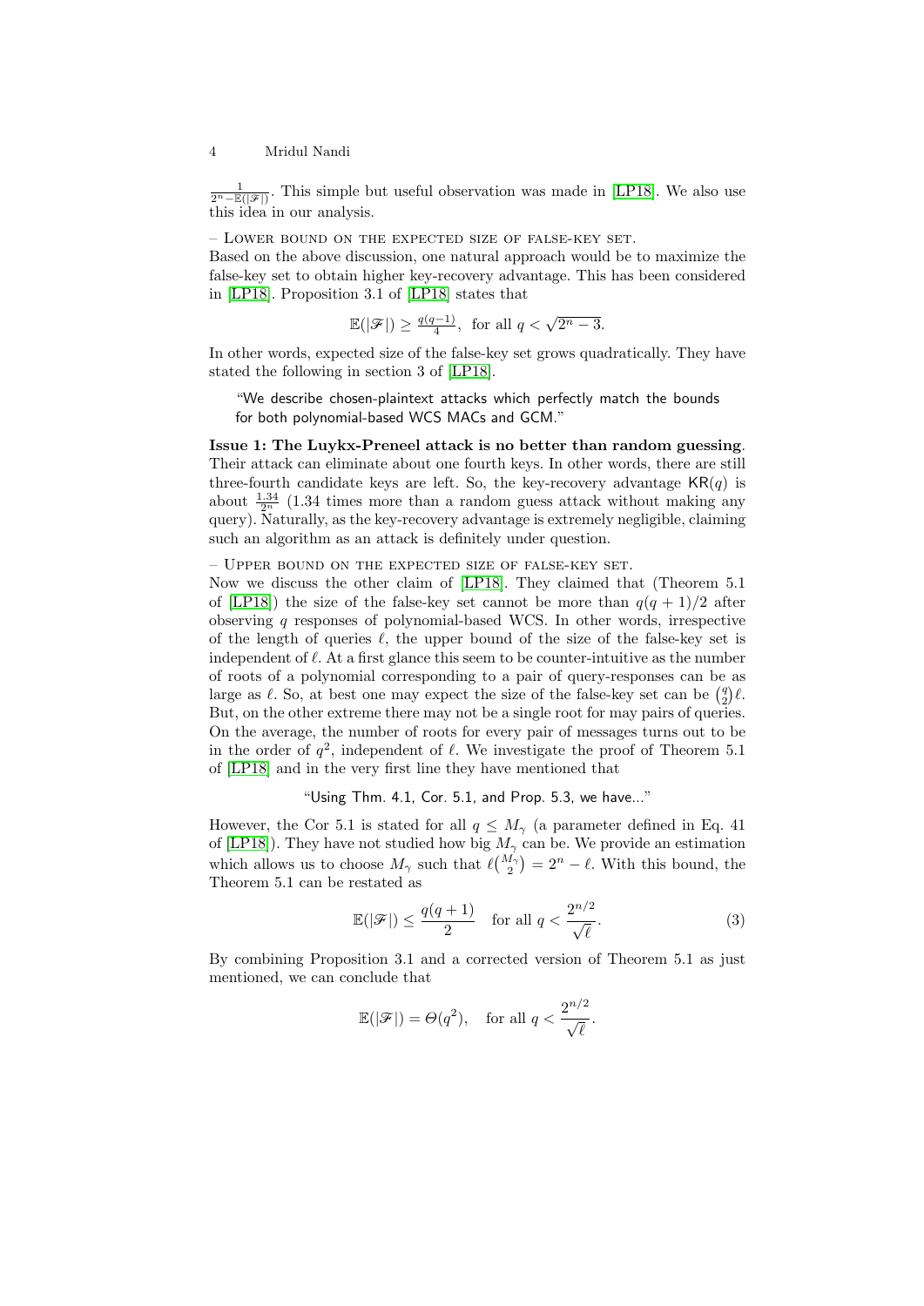$\frac{1}{2^n - \mathbb{E}(|\mathscr{F}|)}$. This simple but useful observation was made in [LP18]. We also use this idea in our analysis.

– Lower bound on the expected size of false-key set.
Based on the above discussion, one natural approach would be to maximize the false-key set to obtain higher key-recovery advantage. This has been considered in [LP18]. Proposition 3.1 of [LP18] states that

$$\mathbb{E}(|\mathscr{F}|) \geq \frac{q(q-1)}{4}, \text{ for all } q < \sqrt{2^n - 3}.$$

In other words, expected size of the false-key set grows quadratically. They have stated the following in section 3 of [LP18].

> "We describe chosen-plaintext attacks which perfectly match the bounds for both polynomial-based WCS MACs and GCM."

**Issue 1: The Luykx-Preneel attack is no better than random guessing**. Their attack can eliminate about one fourth keys. In other words, there are still three-fourth candidate keys are left. So, the key-recovery advantage $\mathsf{KR}(q)$ is about $\frac{1.34}{2^n}$ (1.34 times more than a random guess attack without making any query). Naturally, as the key-recovery advantage is extremely negligible, claiming such an algorithm as an attack is definitely under question.

– Upper bound on the expected size of false-key set.
Now we discuss the other claim of [LP18]. They claimed that (Theorem 5.1 of [LP18]) the size of the false-key set cannot be more than $q(q+1)/2$ after observing $q$ responses of polynomial-based WCS. In other words, irrespective of the length of queries $\ell$, the upper bound of the size of the false-key set is independent of $\ell$. At a first glance this seem to be counter-intuitive as the number of roots of a polynomial corresponding to a pair of query-responses can be as large as $\ell$. So, at best one may expect the size of the false-key set can be $\binom{q}{2}\ell$. But, on the other extreme there may not be a single root for may pairs of queries. On the average, the number of roots for every pair of messages turns out to be in the order of $q^2$, independent of $\ell$. We investigate the proof of Theorem 5.1 of [LP18] and in the very first line they have mentioned that

> "Using Thm. 4.1, Cor. 5.1, and Prop. 5.3, we have..."

However, the Cor 5.1 is stated for all $q \leq M_\gamma$ (a parameter defined in Eq. 41 of [LP18]). They have not studied how big $M_\gamma$ can be. We provide an estimation which allows us to choose $M_\gamma$ such that $\ell\binom{M_\gamma}{2} = 2^n - \ell$. With this bound, the Theorem 5.1 can be restated as

$$\mathbb{E}(|\mathscr{F}|) \leq \frac{q(q+1)}{2} \quad \text{for all } q < \frac{2^{n/2}}{\sqrt{\ell}}. \tag{3}$$

By combining Proposition 3.1 and a corrected version of Theorem 5.1 as just mentioned, we can conclude that

$$\mathbb{E}(|\mathscr{F}|) = \Theta(q^2), \quad \text{for all } q < \frac{2^{n/2}}{\sqrt{\ell}}.$$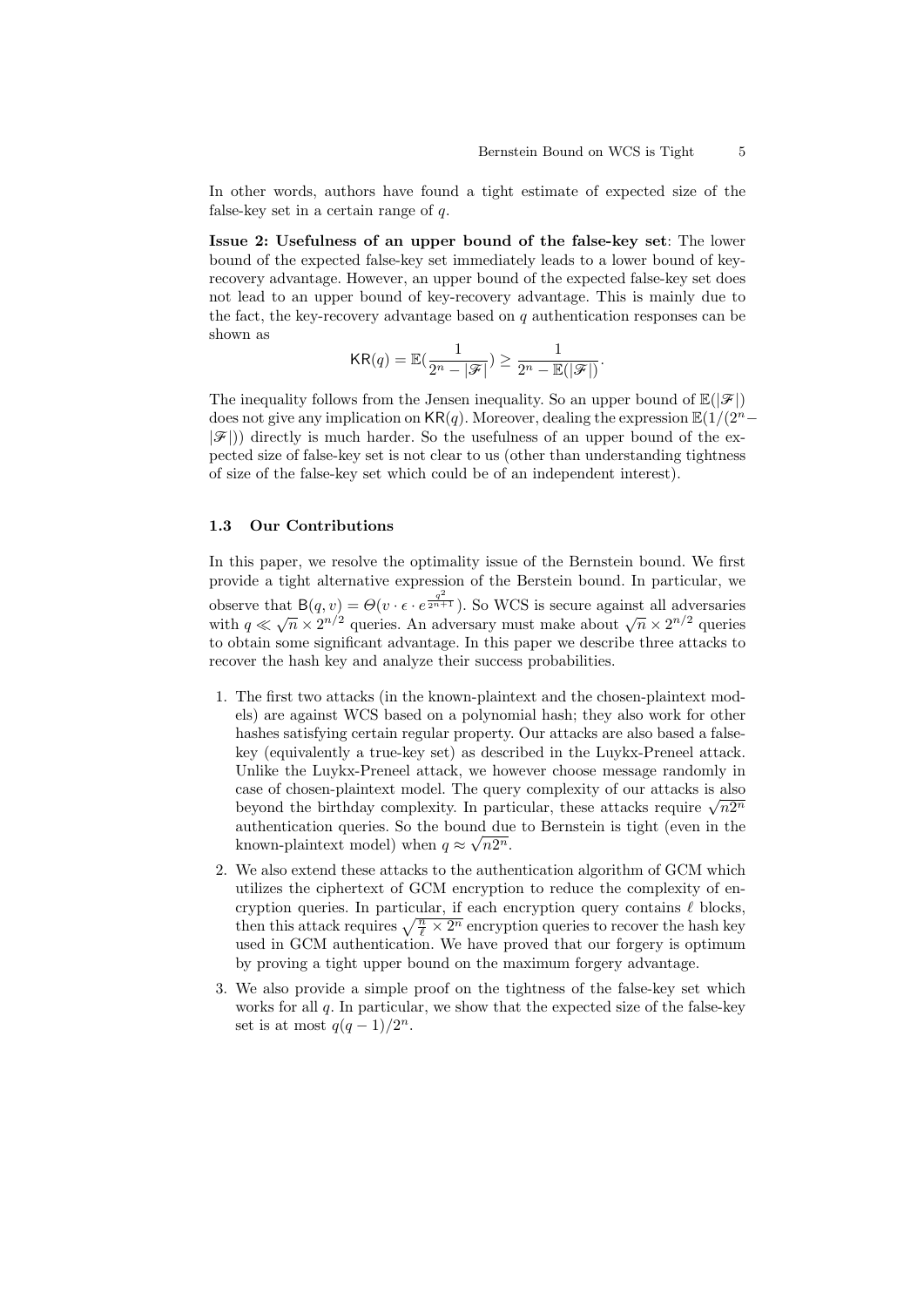In other words, authors have found a tight estimate of expected size of the false-key set in a certain range of $q$.

**Issue 2: Usefulness of an upper bound of the false-key set**: The lower bound of the expected false-key set immediately leads to a lower bound of key-recovery advantage. However, an upper bound of the expected false-key set does not lead to an upper bound of key-recovery advantage. This is mainly due to the fact, the key-recovery advantage based on $q$ authentication responses can be shown as

$$\mathsf{KR}(q) = \mathbb{E}(\frac{1}{2^n - |\mathscr{F}|}) \geq \frac{1}{2^n - \mathbb{E}(|\mathscr{F}|)}.$$

The inequality follows from the Jensen inequality. So an upper bound of $\mathbb{E}(|\mathscr{F}|)$ does not give any implication on $\mathsf{KR}(q)$. Moreover, dealing the expression $\mathbb{E}(1/(2^n - |\mathscr{F}|))$ directly is much harder. So the usefulness of an upper bound of the expected size of false-key set is not clear to us (other than understanding tightness of size of the false-key set which could be of an independent interest).

### 1.3 Our Contributions

In this paper, we resolve the optimality issue of the Bernstein bound. We first provide a tight alternative expression of the Berstein bound. In particular, we observe that $\mathsf{B}(q, v) = \Theta(v \cdot \epsilon \cdot e^{\frac{q^2}{2^{n+1}}})$. So WCS is secure against all adversaries with $q \ll \sqrt{n} \times 2^{n/2}$ queries. An adversary must make about $\sqrt{n} \times 2^{n/2}$ queries to obtain some significant advantage. In this paper we describe three attacks to recover the hash key and analyze their success probabilities.

1. The first two attacks (in the known-plaintext and the chosen-plaintext models) are against WCS based on a polynomial hash; they also work for other hashes satisfying certain regular property. Our attacks are also based a false-key (equivalently a true-key set) as described in the Luykx-Preneel attack. Unlike the Luykx-Preneel attack, we however choose message randomly in case of chosen-plaintext model. The query complexity of our attacks is also beyond the birthday complexity. In particular, these attacks require $\sqrt{n2^n}$ authentication queries. So the bound due to Bernstein is tight (even in the known-plaintext model) when $q \approx \sqrt{n2^n}$.
2. We also extend these attacks to the authentication algorithm of GCM which utilizes the ciphertext of GCM encryption to reduce the complexity of encryption queries. In particular, if each encryption query contains $\ell$ blocks, then this attack requires $\sqrt{\frac{n}{\ell} \times 2^n}$ encryption queries to recover the hash key used in GCM authentication. We have proved that our forgery is optimum by proving a tight upper bound on the maximum forgery advantage.
3. We also provide a simple proof on the tightness of the false-key set which works for all $q$. In particular, we show that the expected size of the false-key set is at most $q(q-1)/2^n$.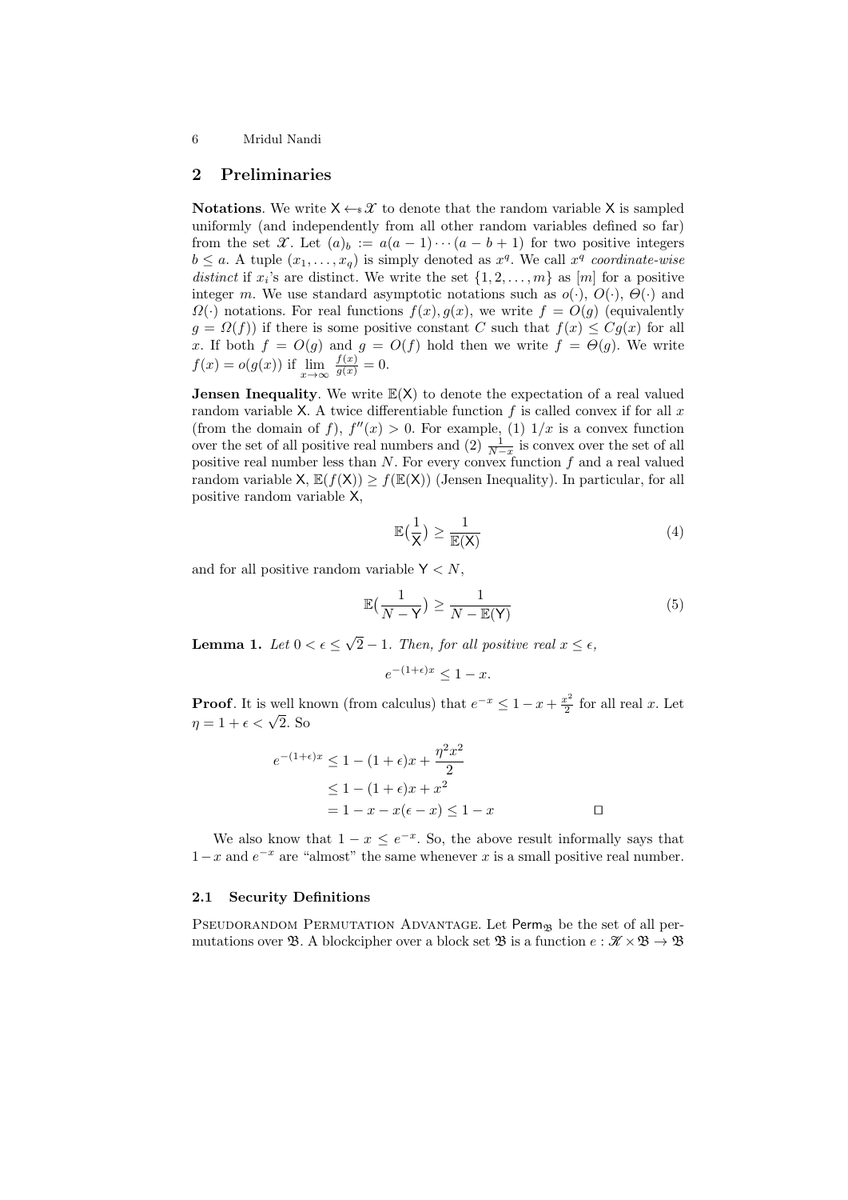## 2 Preliminaries

**Notations**. We write $\mathsf{X} \leftarrow\!\!\$\, \mathcal{X}$ to denote that the random variable $\mathsf{X}$ is sampled uniformly (and independently from all other random variables defined so far) from the set $\mathcal{X}$. Let $(a)_b := a(a-1)\cdots(a-b+1)$ for two positive integers $b \leq a$. A tuple $(x_1, \ldots, x_q)$ is simply denoted as $x^q$. We call $x^q$ *coordinate-wise distinct* if $x_i$'s are distinct. We write the set $\{1, 2, \ldots, m\}$ as $[m]$ for a positive integer $m$. We use standard asymptotic notations such as $o(\cdot)$, $O(\cdot)$, $\Theta(\cdot)$ and $\Omega(\cdot)$ notations. For real functions $f(x), g(x)$, we write $f = O(g)$ (equivalently $g = \Omega(f)$) if there is some positive constant $C$ such that $f(x) \leq Cg(x)$ for all $x$. If both $f = O(g)$ and $g = O(f)$ hold then we write $f = \Theta(g)$. We write $f(x) = o(g(x))$ if $\lim_{x\to\infty} \frac{f(x)}{g(x)} = 0$.

**Jensen Inequality**. We write $\mathbb{E}(\mathsf{X})$ to denote the expectation of a real valued random variable $\mathsf{X}$. A twice differentiable function $f$ is called convex if for all $x$ (from the domain of $f$), $f''(x) > 0$. For example, (1) $1/x$ is a convex function over the set of all positive real numbers and (2) $\frac{1}{N-x}$ is convex over the set of all positive real number less than $N$. For every convex function $f$ and a real valued random variable $\mathsf{X}$, $\mathbb{E}(f(\mathsf{X})) \geq f(\mathbb{E}(\mathsf{X}))$ (Jensen Inequality). In particular, for all positive random variable $\mathsf{X}$,

$$\mathbb{E}\big(\frac{1}{\mathsf{X}}\big) \geq \frac{1}{\mathbb{E}(\mathsf{X})} \tag{4}$$

and for all positive random variable $\mathsf{Y} < N$,

$$\mathbb{E}\big(\frac{1}{N-\mathsf{Y}}\big) \geq \frac{1}{N-\mathbb{E}(\mathsf{Y})} \tag{5}$$

**Lemma 1.** *Let $0 < \epsilon \leq \sqrt{2} - 1$. Then, for all positive real $x \leq \epsilon$,*

$$e^{-(1+\epsilon)x} \leq 1 - x.$$

**Proof**. It is well known (from calculus) that $e^{-x} \leq 1 - x + \frac{x^2}{2}$ for all real $x$. Let $\eta = 1 + \epsilon < \sqrt{2}$. So

$$\begin{aligned}
e^{-(1+\epsilon)x} &\leq 1 - (1+\epsilon)x + \frac{\eta^2 x^2}{2} \\
&\leq 1 - (1+\epsilon)x + x^2 \\
&= 1 - x - x(\epsilon - x) \leq 1 - x
\end{aligned}$$

□

We also know that $1 - x \leq e^{-x}$. So, the above result informally says that $1 - x$ and $e^{-x}$ are "almost" the same whenever $x$ is a small positive real number.

### 2.1 Security Definitions

Pseudorandom Permutation Advantage. Let $\mathsf{Perm}_{\mathfrak{B}}$ be the set of all permutations over $\mathfrak{B}$. A blockcipher over a block set $\mathfrak{B}$ is a function $e : \mathcal{K} \times \mathfrak{B} \to \mathfrak{B}$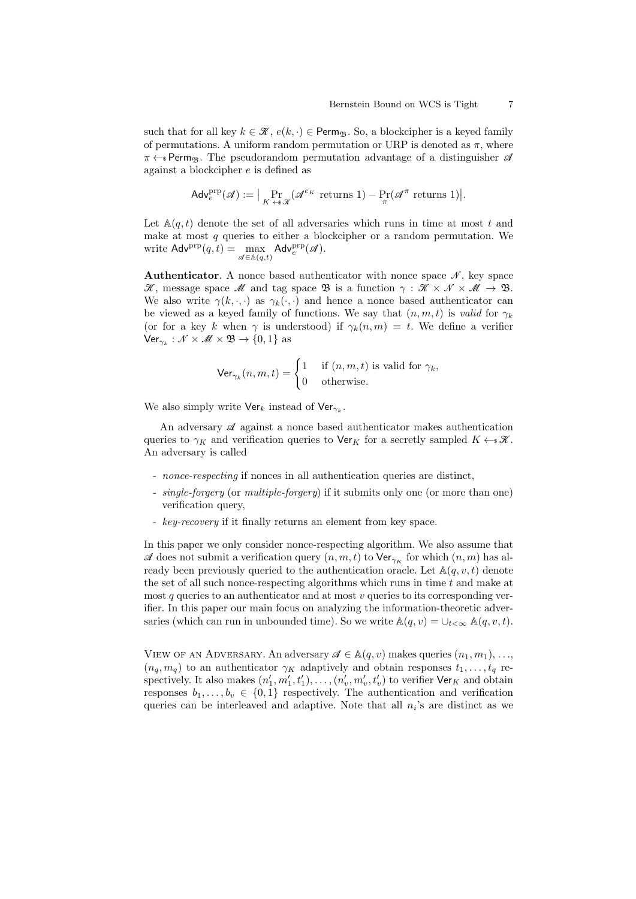such that for all key $k \in \mathscr{K}$, $e(k, \cdot) \in \mathsf{Perm}_{\mathfrak{B}}$. So, a blockcipher is a keyed family of permutations. A uniform random permutation or URP is denoted as $\pi$, where $\pi \leftarrow\!\!\$\, \mathsf{Perm}_{\mathfrak{B}}$. The pseudorandom permutation advantage of a distinguisher $\mathscr{A}$ against a blockcipher $e$ is defined as

$$\mathsf{Adv}_e^{\mathrm{prp}}(\mathscr{A}) := \big| \Pr_{K \leftarrow\!\!\$\, \mathscr{K}}(\mathscr{A}^{e_K} \text{ returns } 1) - \Pr_{\pi}(\mathscr{A}^{\pi} \text{ returns } 1) \big|.$$

Let $\mathbb{A}(q, t)$ denote the set of all adversaries which runs in time at most $t$ and make at most $q$ queries to either a blockcipher or a random permutation. We write $\mathsf{Adv}^{\mathrm{prp}}(q, t) = \max_{\mathscr{A} \in \mathbb{A}(q,t)} \mathsf{Adv}_e^{\mathrm{prp}}(\mathscr{A})$.

**Authenticator**. A nonce based authenticator with nonce space $\mathscr{N}$, key space $\mathscr{K}$, message space $\mathscr{M}$ and tag space $\mathfrak{B}$ is a function $\gamma : \mathscr{K} \times \mathscr{N} \times \mathscr{M} \to \mathfrak{B}$. We also write $\gamma(k, \cdot, \cdot)$ as $\gamma_k(\cdot, \cdot)$ and hence a nonce based authenticator can be viewed as a keyed family of functions. We say that $(n, m, t)$ is *valid* for $\gamma_k$ (or for a key $k$ when $\gamma$ is understood) if $\gamma_k(n, m) = t$. We define a verifier $\mathsf{Ver}_{\gamma_k} : \mathscr{N} \times \mathscr{M} \times \mathfrak{B} \to \{0, 1\}$ as

$$\mathsf{Ver}_{\gamma_k}(n, m, t) = \begin{cases} 1 & \text{if } (n, m, t) \text{ is valid for } \gamma_k, \\ 0 & \text{otherwise.} \end{cases}$$

We also simply write $\mathsf{Ver}_k$ instead of $\mathsf{Ver}_{\gamma_k}$.

An adversary $\mathscr{A}$ against a nonce based authenticator makes authentication queries to $\gamma_K$ and verification queries to $\mathsf{Ver}_K$ for a secretly sampled $K \leftarrow\!\!\$\, \mathscr{K}$. An adversary is called

- *nonce-respecting* if nonces in all authentication queries are distinct,
- *single-forgery* (or *multiple-forgery*) if it submits only one (or more than one) verification query,
- *key-recovery* if it finally returns an element from key space.

In this paper we only consider nonce-respecting algorithm. We also assume that $\mathscr{A}$ does not submit a verification query $(n, m, t)$ to $\mathsf{Ver}_{\gamma_K}$ for which $(n, m)$ has already been previously queried to the authentication oracle. Let $\mathbb{A}(q, v, t)$ denote the set of all such nonce-respecting algorithms which runs in time $t$ and make at most $q$ queries to an authenticator and at most $v$ queries to its corresponding verifier. In this paper our main focus on analyzing the information-theoretic adversaries (which can run in unbounded time). So we write $\mathbb{A}(q, v) = \cup_{t<\infty} \mathbb{A}(q, v, t)$.

View of an Adversary. An adversary $\mathscr{A} \in \mathbb{A}(q, v)$ makes queries $(n_1, m_1), \ldots, (n_q, m_q)$ to an authenticator $\gamma_K$ adaptively and obtain responses $t_1, \ldots, t_q$ respectively. It also makes $(n'_1, m'_1, t'_1), \ldots, (n'_v, m'_v, t'_v)$ to verifier $\mathsf{Ver}_K$ and obtain responses $b_1, \ldots, b_v \in \{0, 1\}$ respectively. The authentication and verification queries can be interleaved and adaptive. Note that all $n_i$'s are distinct as we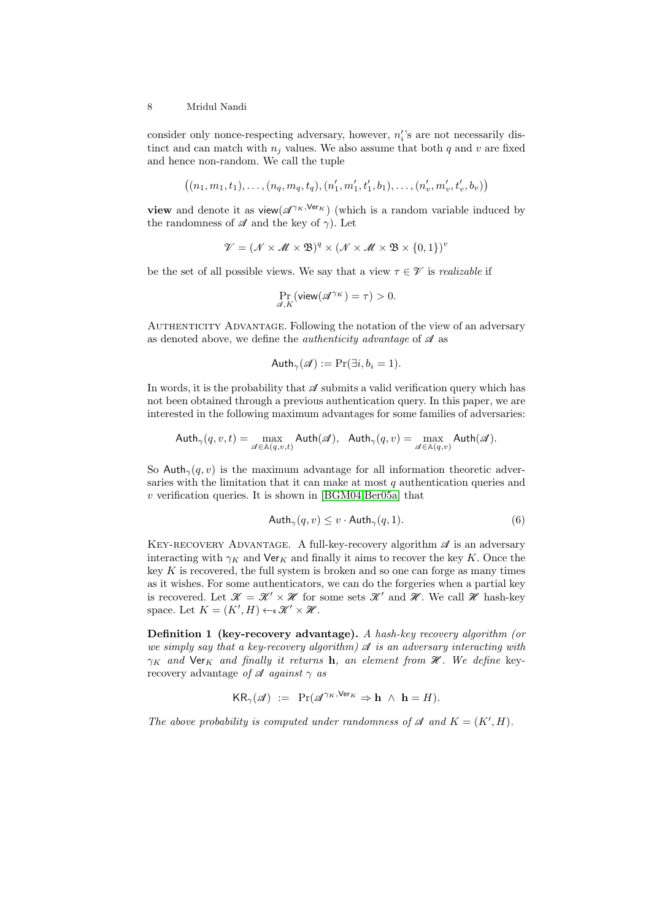consider only nonce-respecting adversary, however, $n_i'$'s are not necessarily distinct and can match with $n_j$ values. We also assume that both $q$ and $v$ are fixed and hence non-random. We call the tuple

$$\big((n_1, m_1, t_1), \ldots, (n_q, m_q, t_q), (n_1', m_1', t_1', b_1), \ldots, (n_v', m_v', t_v', b_v)\big)$$

**view** and denote it as $\mathsf{view}(\mathscr{A}^{\gamma_K, \mathsf{Ver}_K})$ (which is a random variable induced by the randomness of $\mathscr{A}$ and the key of $\gamma$). Let

$$\mathscr{V} = (\mathscr{N} \times \mathscr{M} \times \mathfrak{B})^q \times (\mathscr{N} \times \mathscr{M} \times \mathfrak{B} \times \{0,1\})^v$$

be the set of all possible views. We say that a view $\tau \in \mathscr{V}$ is *realizable* if

$$\Pr_{\mathscr{A}, K}(\mathsf{view}(\mathscr{A}^{\gamma_K}) = \tau) > 0.$$

Authenticity Advantage. Following the notation of the view of an adversary as denoted above, we define the *authenticity advantage* of $\mathscr{A}$ as

$$\mathsf{Auth}_\gamma(\mathscr{A}) := \Pr(\exists i, b_i = 1).$$

In words, it is the probability that $\mathscr{A}$ submits a valid verification query which has not been obtained through a previous authentication query. In this paper, we are interested in the following maximum advantages for some families of adversaries:

$$\mathsf{Auth}_\gamma(q, v, t) = \max_{\mathscr{A} \in \mathbb{A}(q,v,t)} \mathsf{Auth}(\mathscr{A}), \quad \mathsf{Auth}_\gamma(q, v) = \max_{\mathscr{A} \in \mathbb{A}(q,v)} \mathsf{Auth}(\mathscr{A}).$$

So $\mathsf{Auth}_\gamma(q, v)$ is the maximum advantage for all information theoretic adversaries with the limitation that it can make at most $q$ authentication queries and $v$ verification queries. It is shown in [BGM04,Ber05a] that

$$\mathsf{Auth}_\gamma(q, v) \leq v \cdot \mathsf{Auth}_\gamma(q, 1). \tag{6}$$

Key-recovery Advantage. A full-key-recovery algorithm $\mathscr{A}$ is an adversary interacting with $\gamma_K$ and $\mathsf{Ver}_K$ and finally it aims to recover the key $K$. Once the key $K$ is recovered, the full system is broken and so one can forge as many times as it wishes. For some authenticators, we can do the forgeries when a partial key is recovered. Let $\mathscr{K} = \mathscr{K}' \times \mathscr{H}$ for some sets $\mathscr{K}'$ and $\mathscr{H}$. We call $\mathscr{H}$ hash-key space. Let $K = (K', H) \leftarrow_{\$} \mathscr{K}' \times \mathscr{H}$.

**Definition 1 (key-recovery advantage).** *A hash-key recovery algorithm (or we simply say that a key-recovery algorithm) $\mathscr{A}$ is an adversary interacting with $\gamma_K$ and $\mathsf{Ver}_K$ and finally it returns $\mathbf{h}$, an element from $\mathscr{H}$. We define* key-recovery advantage *of $\mathscr{A}$ against $\gamma$ as*

$$\mathsf{KR}_\gamma(\mathscr{A}) \ := \ \Pr(\mathscr{A}^{\gamma_K, \mathsf{Ver}_K} \Rightarrow \mathbf{h} \ \wedge \ \mathbf{h} = H).$$

*The above probability is computed under randomness of $\mathscr{A}$ and $K = (K', H)$.*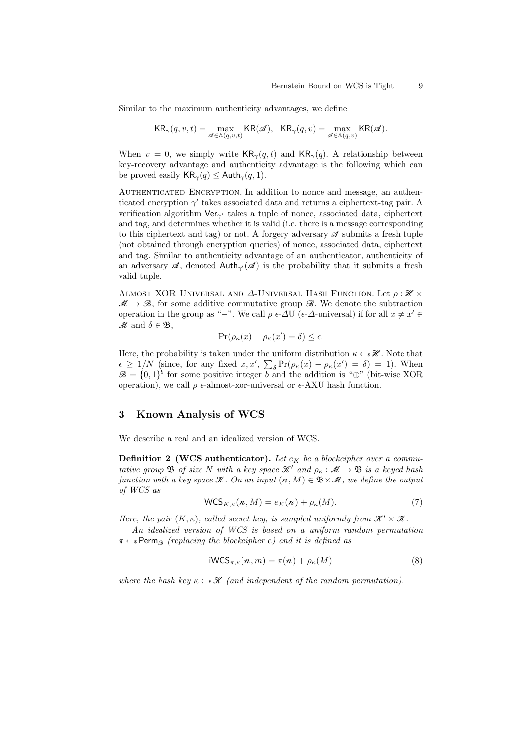Similar to the maximum authenticity advantages, we define

$$\mathsf{KR}_\gamma(q, v, t) = \max_{\mathscr{A} \in \mathbb{A}(q,v,t)} \mathsf{KR}(\mathscr{A}), \quad \mathsf{KR}_\gamma(q, v) = \max_{\mathscr{A} \in \mathbb{A}(q,v)} \mathsf{KR}(\mathscr{A}).$$

When $v = 0$, we simply write $\mathsf{KR}_\gamma(q, t)$ and $\mathsf{KR}_\gamma(q)$. A relationship between key-recovery advantage and authenticity advantage is the following which can be proved easily $\mathsf{KR}_\gamma(q) \leq \mathsf{Auth}_\gamma(q, 1)$.

Authenticated Encryption. In addition to nonce and message, an authenticated encryption $\gamma'$ takes associated data and returns a ciphertext-tag pair. A verification algorithm $\mathsf{Ver}_{\gamma'}$ takes a tuple of nonce, associated data, ciphertext and tag, and determines whether it is valid (i.e. there is a message corresponding to this ciphertext and tag) or not. A forgery adversary $\mathscr{A}$ submits a fresh tuple (not obtained through encryption queries) of nonce, associated data, ciphertext and tag. Similar to authenticity advantage of an authenticator, authenticity of an adversary $\mathscr{A}$, denoted $\mathsf{Auth}_{\gamma'}(\mathscr{A})$ is the probability that it submits a fresh valid tuple.

Almost XOR Universal and $\Delta$-Universal Hash Function. Let $\rho : \mathscr{H} \times \mathscr{M} \to \mathscr{B}$, for some additive commutative group $\mathscr{B}$. We denote the subtraction operation in the group as "$-$". We call $\rho$ $\epsilon$-$\Delta$U ($\epsilon$-$\Delta$-universal) if for all $x \neq x' \in \mathscr{M}$ and $\delta \in \mathfrak{B}$,

$$\Pr(\rho_\kappa(x) - \rho_\kappa(x') = \delta) \leq \epsilon.$$

Here, the probability is taken under the uniform distribution $\kappa \leftarrow_{\$} \mathscr{H}$. Note that $\epsilon \geq 1/N$ (since, for any fixed $x, x'$, $\sum_\delta \Pr(\rho_\kappa(x) - \rho_\kappa(x') = \delta) = 1$). When $\mathscr{B} = \{0,1\}^b$ for some positive integer $b$ and the addition is "$\oplus$" (bit-wise XOR operation), we call $\rho$ $\epsilon$-almost-xor-universal or $\epsilon$-AXU hash function.

## 3 Known Analysis of WCS

We describe a real and an idealized version of WCS.

**Definition 2 (WCS authenticator).** *Let $e_K$ be a blockcipher over a commutative group $\mathfrak{B}$ of size $N$ with a key space $\mathscr{K}'$ and $\rho_\kappa : \mathscr{M} \to \mathfrak{B}$ is a keyed hash function with a key space $\mathscr{K}$. On an input $(n, M) \in \mathfrak{B} \times \mathscr{M}$, we define the output of WCS as*

$$\mathsf{WCS}_{K,\kappa}(n, M) = e_K(n) + \rho_\kappa(M). \tag{7}$$

*Here, the pair $(K, \kappa)$, called secret key, is sampled uniformly from $\mathscr{K}' \times \mathscr{K}$.*

*An idealized version of WCS is based on a uniform random permutation $\pi \leftarrow_{\$} \mathsf{Perm}_{\mathscr{B}}$ (replacing the blockcipher $e$) and it is defined as*

$$\mathsf{iWCS}_{\pi,\kappa}(n, m) = \pi(n) + \rho_\kappa(M) \tag{8}$$

*where the hash key $\kappa \leftarrow_{\$} \mathscr{K}$ (and independent of the random permutation).*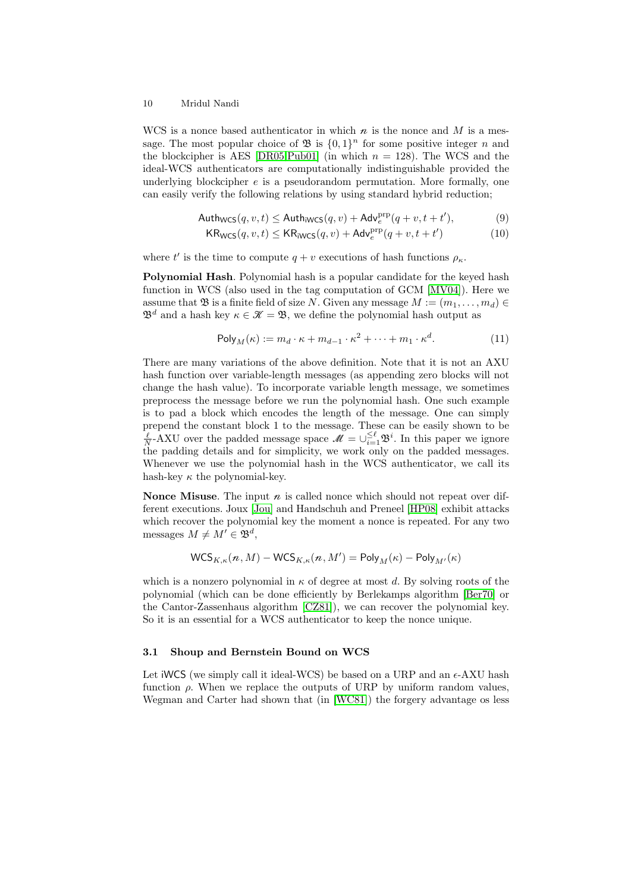WCS is a nonce based authenticator in which $n$ is the nonce and $M$ is a message. The most popular choice of $\mathfrak{B}$ is $\{0,1\}^n$ for some positive integer $n$ and the blockcipher is AES [DR05,Pub01] (in which $n = 128$). The WCS and the ideal-WCS authenticators are computationally indistinguishable provided the underlying blockcipher $e$ is a pseudorandom permutation. More formally, one can easily verify the following relations by using standard hybrid reduction;

$$\mathsf{Auth}_{\mathsf{WCS}}(q, v, t) \leq \mathsf{Auth}_{\mathsf{iWCS}}(q, v) + \mathsf{Adv}_e^{\mathrm{prp}}(q + v, t + t'), \tag{9}$$

$$\mathsf{KR}_{\mathsf{WCS}}(q, v, t) \leq \mathsf{KR}_{\mathsf{iWCS}}(q, v) + \mathsf{Adv}_e^{\mathrm{prp}}(q + v, t + t') \tag{10}$$

where $t'$ is the time to compute $q + v$ executions of hash functions $\rho_\kappa$.

**Polynomial Hash**. Polynomial hash is a popular candidate for the keyed hash function in WCS (also used in the tag computation of GCM [MV04]). Here we assume that $\mathfrak{B}$ is a finite field of size $N$. Given any message $M := (m_1, \ldots, m_d) \in \mathfrak{B}^d$ and a hash key $\kappa \in \mathscr{K} = \mathfrak{B}$, we define the polynomial hash output as

$$\mathsf{Poly}_M(\kappa) := m_d \cdot \kappa + m_{d-1} \cdot \kappa^2 + \cdots + m_1 \cdot \kappa^d. \tag{11}$$

There are many variations of the above definition. Note that it is not an AXU hash function over variable-length messages (as appending zero blocks will not change the hash value). To incorporate variable length message, we sometimes preprocess the message before we run the polynomial hash. One such example is to pad a block which encodes the length of the message. One can simply prepend the constant block 1 to the message. These can be easily shown to be $\frac{\ell}{N}$-AXU over the padded message space $\mathscr{M} = \cup_{i=1}^{\leq \ell} \mathfrak{B}^i$. In this paper we ignore the padding details and for simplicity, we work only on the padded messages. Whenever we use the polynomial hash in the WCS authenticator, we call its hash-key $\kappa$ the polynomial-key.

**Nonce Misuse**. The input $n$ is called nonce which should not repeat over different executions. Joux [Jou] and Handschuh and Preneel [HP08] exhibit attacks which recover the polynomial key the moment a nonce is repeated. For any two messages $M \neq M' \in \mathfrak{B}^d$,

$$\mathsf{WCS}_{K,\kappa}(n, M) - \mathsf{WCS}_{K,\kappa}(n, M') = \mathsf{Poly}_M(\kappa) - \mathsf{Poly}_{M'}(\kappa)$$

which is a nonzero polynomial in $\kappa$ of degree at most $d$. By solving roots of the polynomial (which can be done efficiently by Berlekamps algorithm [Ber70] or the Cantor-Zassenhaus algorithm [CZ81]), we can recover the polynomial key. So it is an essential for a WCS authenticator to keep the nonce unique.

### 3.1 Shoup and Bernstein Bound on WCS

Let iWCS (we simply call it ideal-WCS) be based on a URP and an $\epsilon$-AXU hash function $\rho$. When we replace the outputs of URP by uniform random values, Wegman and Carter had shown that (in [WC81]) the forgery advantage os less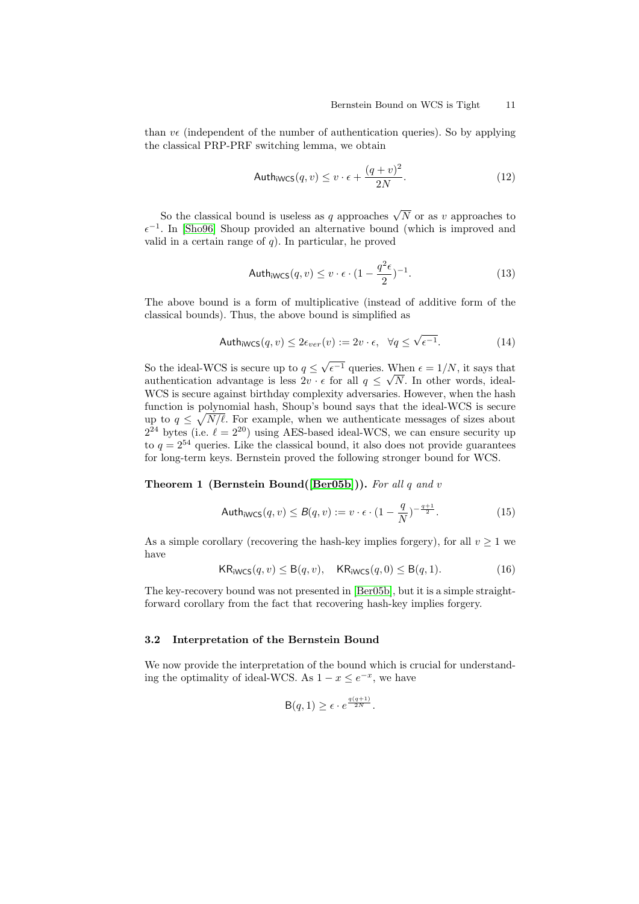than $v\epsilon$ (independent of the number of authentication queries). So by applying the classical PRP-PRF switching lemma, we obtain

$$\mathsf{Auth}_{\mathsf{iWCS}}(q, v) \leq v \cdot \epsilon + \frac{(q+v)^2}{2N}. \tag{12}$$

So the classical bound is useless as $q$ approaches $\sqrt{N}$ or as $v$ approaches to $\epsilon^{-1}$. In [Sho96] Shoup provided an alternative bound (which is improved and valid in a certain range of $q$). In particular, he proved

$$\mathsf{Auth}_{\mathsf{iWCS}}(q, v) \leq v \cdot \epsilon \cdot (1 - \frac{q^2 \epsilon}{2})^{-1}. \tag{13}$$

The above bound is a form of multiplicative (instead of additive form of the classical bounds). Thus, the above bound is simplified as

$$\mathsf{Auth}_{\mathsf{iWCS}}(q, v) \leq 2\epsilon_{ver}(v) := 2v \cdot \epsilon, \quad \forall q \leq \sqrt{\epsilon^{-1}}. \tag{14}$$

So the ideal-WCS is secure up to $q \leq \sqrt{\epsilon^{-1}}$ queries. When $\epsilon = 1/N$, it says that authentication advantage is less $2v \cdot \epsilon$ for all $q \leq \sqrt{N}$. In other words, ideal-WCS is secure against birthday complexity adversaries. However, when the hash function is polynomial hash, Shoup's bound says that the ideal-WCS is secure up to $q \leq \sqrt{N/\ell}$. For example, when we authenticate messages of sizes about $2^{24}$ bytes (i.e. $\ell = 2^{20}$) using AES-based ideal-WCS, we can ensure security up to $q = 2^{54}$ queries. Like the classical bound, it also does not provide guarantees for long-term keys. Bernstein proved the following stronger bound for WCS.

**Theorem 1 (Bernstein Bound([Ber05b])).** *For all $q$ and $v$*

$$\mathsf{Auth}_{\mathsf{iWCS}}(q, v) \leq B(q, v) := v \cdot \epsilon \cdot (1 - \frac{q}{N})^{-\frac{q+1}{2}}. \tag{15}$$

As a simple corollary (recovering the hash-key implies forgery), for all $v \geq 1$ we have

$$\mathsf{KR}_{\mathsf{iWCS}}(q, v) \leq \mathsf{B}(q, v), \quad \mathsf{KR}_{\mathsf{iWCS}}(q, 0) \leq \mathsf{B}(q, 1). \tag{16}$$

The key-recovery bound was not presented in [Ber05b], but it is a simple straightforward corollary from the fact that recovering hash-key implies forgery.

### 3.2 Interpretation of the Bernstein Bound

We now provide the interpretation of the bound which is crucial for understanding the optimality of ideal-WCS. As $1 - x \leq e^{-x}$, we have

$$\mathsf{B}(q, 1) \geq \epsilon \cdot e^{\frac{q(q+1)}{2N}}.$$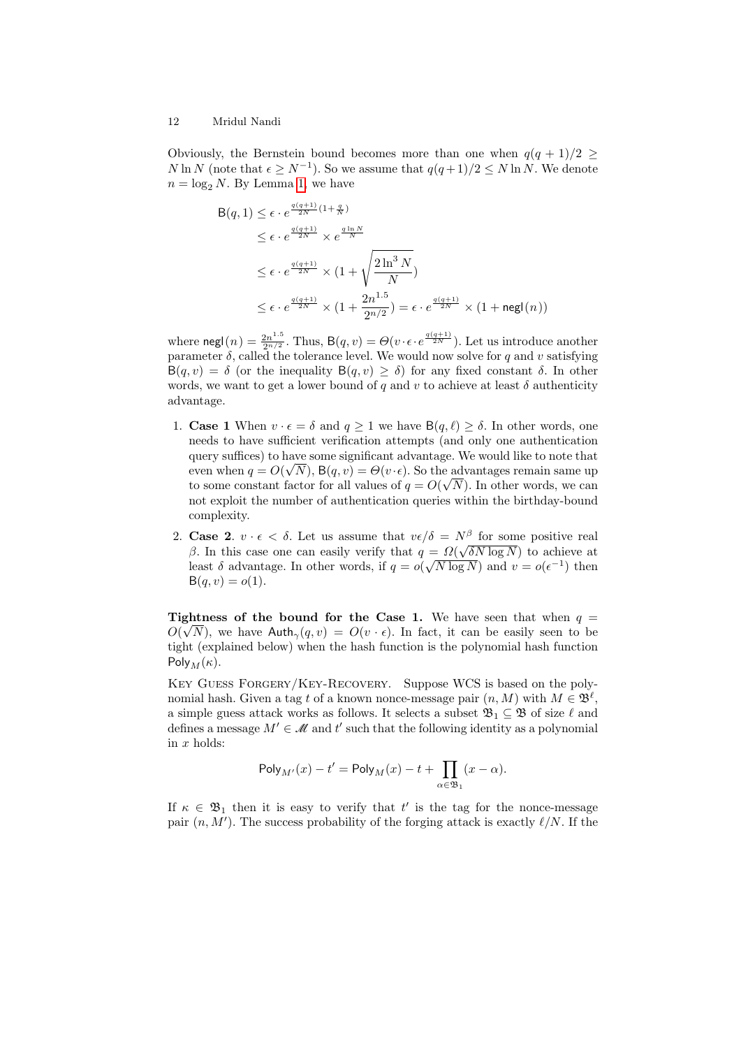Obviously, the Bernstein bound becomes more than one when $q(q+1)/2 \geq N \ln N$ (note that $\epsilon \geq N^{-1}$). So we assume that $q(q+1)/2 \leq N \ln N$. We denote $n = \log_2 N$. By Lemma 1, we have

$$
\begin{aligned}
\mathsf{B}(q,1) &\leq \epsilon \cdot e^{\frac{q(q+1)}{2N}(1+\frac{q}{N})} \\
&\leq \epsilon \cdot e^{\frac{q(q+1)}{2N}} \times e^{\frac{q \ln N}{N}} \\
&\leq \epsilon \cdot e^{\frac{q(q+1)}{2N}} \times (1 + \sqrt{\frac{2 \ln^3 N}{N}}) \\
&\leq \epsilon \cdot e^{\frac{q(q+1)}{2N}} \times (1 + \frac{2n^{1.5}}{2^{n/2}}) = \epsilon \cdot e^{\frac{q(q+1)}{2N}} \times (1 + \mathsf{negl}(n))
\end{aligned}
$$

where $\mathsf{negl}(n) = \frac{2n^{1.5}}{2^{n/2}}$. Thus, $\mathsf{B}(q,v) = \Theta(v \cdot \epsilon \cdot e^{\frac{q(q+1)}{2N}})$. Let us introduce another parameter $\delta$, called the tolerance level. We would now solve for $q$ and $v$ satisfying $\mathsf{B}(q,v) = \delta$ (or the inequality $\mathsf{B}(q,v) \geq \delta$) for any fixed constant $\delta$. In other words, we want to get a lower bound of $q$ and $v$ to achieve at least $\delta$ authenticity advantage.

1. **Case 1** When $v \cdot \epsilon = \delta$ and $q \geq 1$ we have $\mathsf{B}(q,\ell) \geq \delta$. In other words, one needs to have sufficient verification attempts (and only one authentication query suffices) to have some significant advantage. We would like to note that even when $q = O(\sqrt{N})$, $\mathsf{B}(q,v) = \Theta(v \cdot \epsilon)$. So the advantages remain same up to some constant factor for all values of $q = O(\sqrt{N})$. In other words, we can not exploit the number of authentication queries within the birthday-bound complexity.
2. **Case 2**. $v \cdot \epsilon < \delta$. Let us assume that $v\epsilon/\delta = N^{\beta}$ for some positive real $\beta$. In this case one can easily verify that $q = \Omega(\sqrt{\delta N \log N})$ to achieve at least $\delta$ advantage. In other words, if $q = o(\sqrt{N \log N})$ and $v = o(\epsilon^{-1})$ then $\mathsf{B}(q,v) = o(1)$.

**Tightness of the bound for the Case 1.** We have seen that when $q = O(\sqrt{N})$, we have $\mathsf{Auth}_{\gamma}(q,v) = O(v \cdot \epsilon)$. In fact, it can be easily seen to be tight (explained below) when the hash function is the polynomial hash function $\mathsf{Poly}_M(\kappa)$.

Key Guess Forgery/Key-Recovery. Suppose WCS is based on the polynomial hash. Given a tag $t$ of a known nonce-message pair $(n, M)$ with $M \in \mathfrak{B}^{\ell}$, a simple guess attack works as follows. It selects a subset $\mathfrak{B}_1 \subseteq \mathfrak{B}$ of size $\ell$ and defines a message $M' \in \mathscr{M}$ and $t'$ such that the following identity as a polynomial in $x$ holds:

$$\mathsf{Poly}_{M'}(x) - t' = \mathsf{Poly}_M(x) - t + \prod_{\alpha \in \mathfrak{B}_1} (x - \alpha).$$

If $\kappa \in \mathfrak{B}_1$ then it is easy to verify that $t'$ is the tag for the nonce-message pair $(n, M')$. The success probability of the forging attack is exactly $\ell/N$. If the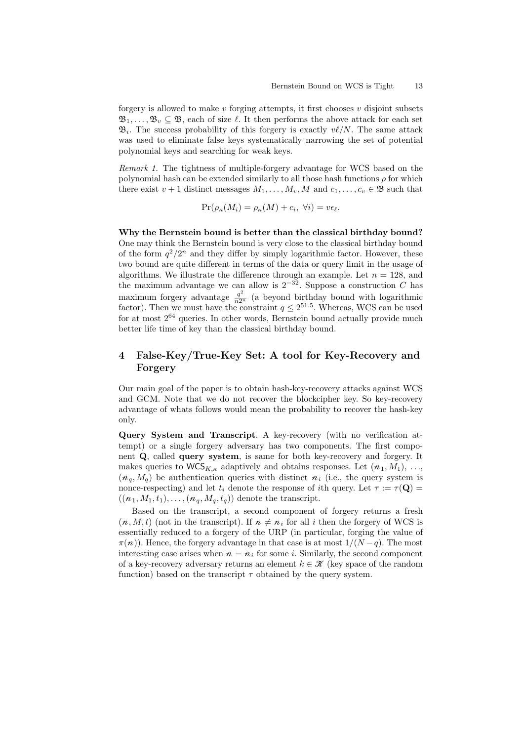forgery is allowed to make $v$ forging attempts, it first chooses $v$ disjoint subsets $\mathfrak{B}_1, \ldots, \mathfrak{B}_v \subseteq \mathfrak{B}$, each of size $\ell$. It then performs the above attack for each set $\mathfrak{B}_i$. The success probability of this forgery is exactly $v\ell/N$. The same attack was used to eliminate false keys systematically narrowing the set of potential polynomial keys and searching for weak keys.

*Remark 1.* The tightness of multiple-forgery advantage for WCS based on the polynomial hash can be extended similarly to all those hash functions $\rho$ for which there exist $v+1$ distinct messages $M_1, \ldots, M_v, M$ and $c_1, \ldots, c_v \in \mathfrak{B}$ such that

$$\Pr(\rho_\kappa(M_i) = \rho_\kappa(M) + c_i,\ \forall i) = v\epsilon_\ell.$$

**Why the Bernstein bound is better than the classical birthday bound?** One may think the Bernstein bound is very close to the classical birthday bound of the form $q^2/2^n$ and they differ by simply logarithmic factor. However, these two bound are quite different in terms of the data or query limit in the usage of algorithms. We illustrate the difference through an example. Let $n = 128$, and the maximum advantage we can allow is $2^{-32}$. Suppose a construction $C$ has maximum forgery advantage $\frac{q^2}{n2^n}$ (a beyond birthday bound with logarithmic factor). Then we must have the constraint $q \le 2^{51.5}$. Whereas, WCS can be used for at most $2^{64}$ queries. In other words, Bernstein bound actually provide much better life time of key than the classical birthday bound.

## 4 False-Key/True-Key Set: A tool for Key-Recovery and Forgery

Our main goal of the paper is to obtain hash-key-recovery attacks against WCS and GCM. Note that we do not recover the blockcipher key. So key-recovery advantage of whats follows would mean the probability to recover the hash-key only.

**Query System and Transcript**. A key-recovery (with no verification attempt) or a single forgery adversary has two components. The first component $\mathbf{Q}$, called **query system**, is same for both key-recovery and forgery. It makes queries to $\mathsf{WCS}_{K,\kappa}$ adaptively and obtains responses. Let $(n_1, M_1), \ldots, (n_q, M_q)$ be authentication queries with distinct $n_i$ (i.e., the query system is nonce-respecting) and let $t_i$ denote the response of $i$th query. Let $\tau := \tau(\mathbf{Q}) = ((n_1, M_1, t_1), \ldots, (n_q, M_q, t_q))$ denote the transcript.

Based on the transcript, a second component of forgery returns a fresh $(n, M, t)$ (not in the transcript). If $n \neq n_i$ for all $i$ then the forgery of WCS is essentially reduced to a forgery of the URP (in particular, forging the value of $\pi(n)$). Hence, the forgery advantage in that case is at most $1/(N-q)$. The most interesting case arises when $n = n_i$ for some $i$. Similarly, the second component of a key-recovery adversary returns an element $k \in \mathscr{K}$ (key space of the random function) based on the transcript $\tau$ obtained by the query system.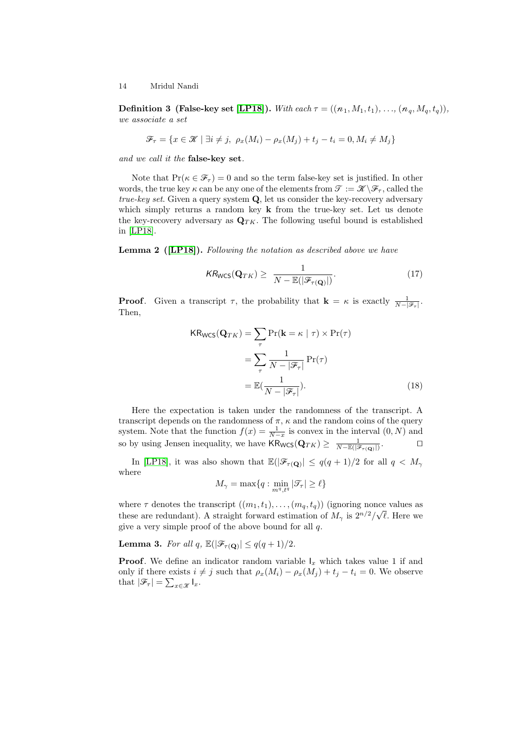**Definition 3 (False-key set [LP18]).** *With each* $\tau = ((\mathscr{n}_1, M_1, t_1), \ldots, (\mathscr{n}_q, M_q, t_q))$, *we associate a set*

$$\mathscr{F}_\tau = \{x \in \mathscr{K} \mid \exists i \neq j,\ \rho_x(M_i) - \rho_x(M_j) + t_j - t_i = 0, M_i \neq M_j\}$$

*and we call it the* **false-key set**.

Note that $\Pr(\kappa \in \mathscr{F}_\tau) = 0$ and so the term false-key set is justified. In other words, the true key $\kappa$ can be any one of the elements from $\mathscr{T} := \mathscr{K} \setminus \mathscr{F}_\tau$, called the *true-key set*. Given a query system $\mathbf{Q}$, let us consider the key-recovery adversary which simply returns a random key $\mathbf{k}$ from the true-key set. Let us denote the key-recovery adversary as $\mathbf{Q}_{TK}$. The following useful bound is established in [LP18].

**Lemma 2 ([LP18]).** *Following the notation as described above we have*

$$\mathsf{KR}_{\mathsf{WCS}}(\mathbf{Q}_{TK}) \geq \frac{1}{N - \mathbb{E}(|\mathscr{F}_{\tau(\mathbf{Q})}|)}. \tag{17}$$

**Proof**. Given a transcript $\tau$, the probability that $\mathbf{k} = \kappa$ is exactly $\frac{1}{N - |\mathscr{F}_\tau|}$. Then,

$$\begin{aligned}
\mathsf{KR}_{\mathsf{WCS}}(\mathbf{Q}_{TK}) &= \sum_\tau \Pr(\mathbf{k} = \kappa \mid \tau) \times \Pr(\tau) \\
&= \sum_\tau \frac{1}{N - |\mathscr{F}_\tau|} \Pr(\tau) \\
&= \mathbb{E}(\frac{1}{N - |\mathscr{F}_\tau|}).
\end{aligned} \tag{18}$$

Here the expectation is taken under the randomness of the transcript. A transcript depends on the randomness of $\pi$, $\kappa$ and the random coins of the query system. Note that the function $f(x) = \frac{1}{N-x}$ is convex in the interval $(0, N)$ and so by using Jensen inequality, we have $\mathsf{KR}_{\mathsf{WCS}}(\mathbf{Q}_{TK}) \geq \frac{1}{N - \mathbb{E}(|\mathscr{F}_{\tau(\mathbf{Q})}|)}$. $\square$

In [LP18], it was also shown that $\mathbb{E}(|\mathscr{F}_{\tau(\mathbf{Q})}| \leq q(q+1)/2$ for all $q < M_\gamma$ where

$$M_\gamma = \max\{q : \min_{m^q, t^q} |\mathscr{T}_\tau| \geq \ell\}$$

where $\tau$ denotes the transcript $((m_1, t_1), \ldots, (m_q, t_q))$ (ignoring nonce values as these are redundant). A straight forward estimation of $M_\gamma$ is $2^{n/2}/\sqrt{\ell}$. Here we give a very simple proof of the above bound for all $q$.

**Lemma 3.** *For all* $q$, $\mathbb{E}(|\mathscr{F}_{\tau(\mathbf{Q})}| \leq q(q+1)/2$.

**Proof**. We define an indicator random variable $\mathsf{I}_x$ which takes value 1 if and only if there exists $i \neq j$ such that $\rho_x(M_i) - \rho_x(M_j) + t_j - t_i = 0$. We observe that $|\mathscr{F}_\tau| = \sum_{x \in \mathscr{K}} \mathsf{I}_x$.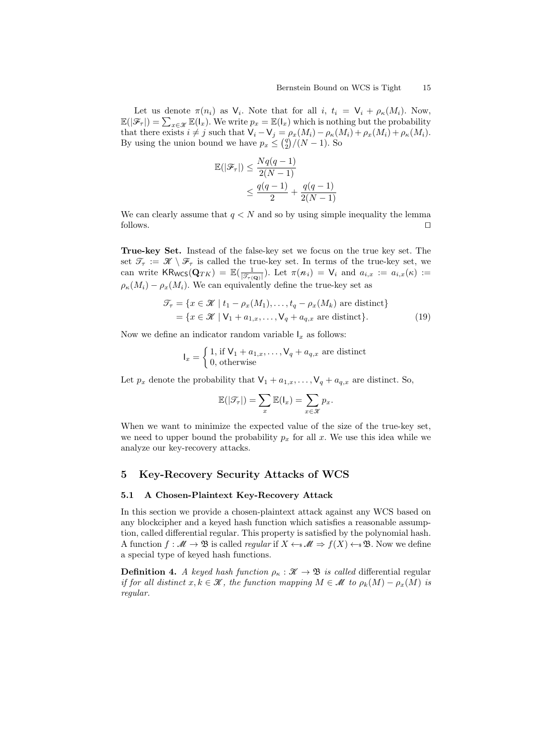Let us denote $\pi(n_i)$ as $\mathsf{V}_i$. Note that for all $i$, $t_i = \mathsf{V}_i + \rho_\kappa(M_i)$. Now, $\mathbb{E}(|\mathscr{F}_\tau|) = \sum_{x \in \mathscr{K}} \mathbb{E}(\mathsf{I}_x)$. We write $p_x = \mathbb{E}(\mathsf{I}_x)$ which is nothing but the probability that there exists $i \neq j$ such that $\mathsf{V}_i - \mathsf{V}_j = \rho_x(M_i) - \rho_\kappa(M_i) + \rho_x(M_i) + \rho_\kappa(M_i)$. By using the union bound we have $p_x \leq \binom{q}{2}/(N-1)$. So

$$
\begin{aligned}
\mathbb{E}(|\mathscr{F}_\tau|) &\leq \frac{Nq(q-1)}{2(N-1)} \\
&\leq \frac{q(q-1)}{2} + \frac{q(q-1)}{2(N-1)}
\end{aligned}
$$

We can clearly assume that $q < N$ and so by using simple inequality the lemma follows. $\square$

**True-key Set.** Instead of the false-key set we focus on the true key set. The set $\mathscr{T}_\tau := \mathscr{K} \setminus \mathscr{F}_\tau$ is called the true-key set. In terms of the true-key set, we can write $\mathsf{KR}_{\mathsf{WCS}}(\mathbf{Q}_{TK}) = \mathbb{E}(\frac{1}{|\mathscr{T}_\tau(\mathbf{Q})|})$. Let $\pi(n_i) = \mathsf{V}_i$ and $a_{i,x} := a_{i,x}(\kappa) := \rho_\kappa(M_i) - \rho_x(M_i)$. We can equivalently define the true-key set as

$$
\begin{aligned}
\mathscr{T}_\tau &= \{x \in \mathscr{K} \mid t_1 - \rho_x(M_1), \ldots, t_q - \rho_x(M_k) \text{ are distinct}\} \\
&= \{x \in \mathscr{K} \mid \mathsf{V}_1 + a_{1,x}, \ldots, \mathsf{V}_q + a_{q,x} \text{ are distinct}\}. \qquad (19)
\end{aligned}
$$

Now we define an indicator random variable $\mathsf{I}_x$ as follows:

$$
\mathsf{I}_x = \begin{cases} 1, \text{ if } \mathsf{V}_1 + a_{1,x}, \ldots, \mathsf{V}_q + a_{q,x} \text{ are distinct} \\ 0, \text{ otherwise} \end{cases}
$$

Let $p_x$ denote the probability that $\mathsf{V}_1 + a_{1,x}, \ldots, \mathsf{V}_q + a_{q,x}$ are distinct. So,

$$
\mathbb{E}(|\mathscr{T}_\tau|) = \sum_x \mathbb{E}(\mathsf{I}_x) = \sum_{x \in \mathscr{K}} p_x.
$$

When we want to minimize the expected value of the size of the true-key set, we need to upper bound the probability $p_x$ for all $x$. We use this idea while we analyze our key-recovery attacks.

## 5 Key-Recovery Security Attacks of WCS

### 5.1 A Chosen-Plaintext Key-Recovery Attack

In this section we provide a chosen-plaintext attack against any WCS based on any blockcipher and a keyed hash function which satisfies a reasonable assumption, called differential regular. This property is satisfied by the polynomial hash. A function $f : \mathscr{M} \to \mathfrak{B}$ is called *regular* if $X \leftarrow_\$ \mathscr{M} \Rightarrow f(X) \leftarrow_\$ \mathfrak{B}$. Now we define a special type of keyed hash functions.

**Definition 4.** *A keyed hash function $\rho_\kappa : \mathscr{K} \to \mathfrak{B}$ is called* differential regular *if for all distinct $x, k \in \mathscr{K}$, the function mapping $M \in \mathscr{M}$ to $\rho_k(M) - \rho_x(M)$ is regular.*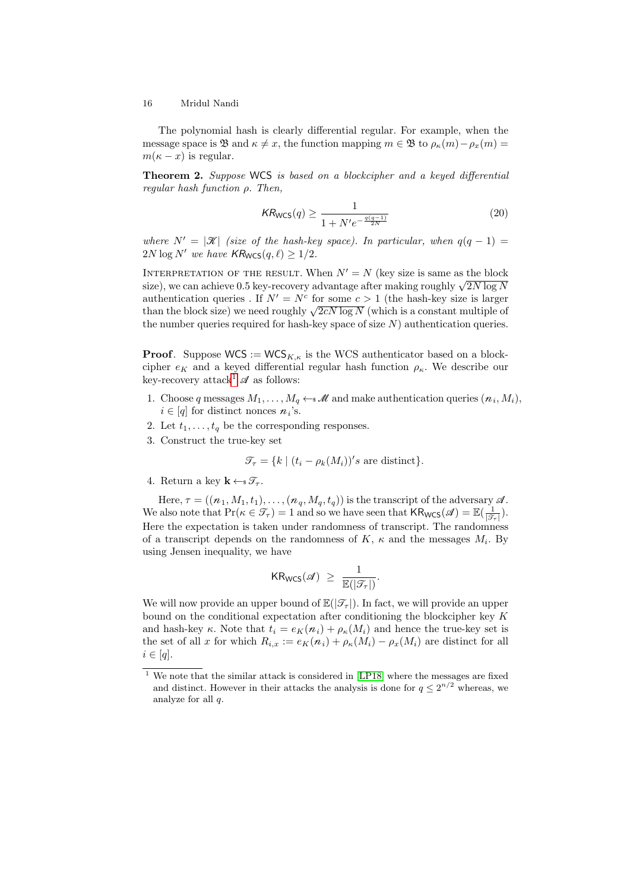The polynomial hash is clearly differential regular. For example, when the message space is $\mathfrak{B}$ and $\kappa \neq x$, the function mapping $m \in \mathfrak{B}$ to $\rho_\kappa(m) - \rho_x(m) = m(\kappa - x)$ is regular.

**Theorem 2.** *Suppose* WCS *is based on a blockcipher and a keyed differential regular hash function* $\rho$. *Then,*

$$\mathsf{KR}_{\mathsf{WCS}}(q) \geq \frac{1}{1 + N' e^{-\frac{q(q-1)}{2N}}} \tag{20}$$

*where* $N' = |\mathscr{K}|$ *(size of the hash-key space). In particular, when* $q(q-1) = 2N \log N'$ *we have* $\mathsf{KR}_{\mathsf{WCS}}(q, \ell) \geq 1/2$.

Interpretation of the result. When $N' = N$ (key size is same as the block size), we can achieve 0.5 key-recovery advantage after making roughly $\sqrt{2N \log N}$ authentication queries . If $N' = N^c$ for some $c > 1$ (the hash-key size is larger than the block size) we need roughly $\sqrt{2cN \log N}$ (which is a constant multiple of the number queries required for hash-key space of size $N$) authentication queries.

**Proof**. Suppose $\mathsf{WCS} := \mathsf{WCS}_{K,\kappa}$ is the WCS authenticator based on a blockcipher $e_K$ and a keyed differential regular hash function $\rho_\kappa$. We describe our key-recovery attack[1] $\mathscr{A}$ as follows:

1. Choose $q$ messages $M_1, \ldots, M_q \leftarrow\!\!\$\, \mathscr{M}$ and make authentication queries $(n_i, M_i)$, $i \in [q]$ for distinct nonces $n_i$'s.
2. Let $t_1, \ldots, t_q$ be the corresponding responses.
3. Construct the true-key set

$$\mathscr{T}_\tau = \{k \mid (t_i - \rho_k(M_i))'s \text{ are distinct}\}.$$

4. Return a key $\mathbf{k} \leftarrow\!\!\$\, \mathscr{T}_\tau$.

Here, $\tau = ((n_1, M_1, t_1), \ldots, (n_q, M_q, t_q))$ is the transcript of the adversary $\mathscr{A}$. We also note that $\Pr(\kappa \in \mathscr{T}_\tau) = 1$ and so we have seen that $\mathsf{KR}_{\mathsf{WCS}}(\mathscr{A}) = \mathbb{E}(\frac{1}{|\mathscr{T}_\tau|})$. Here the expectation is taken under randomness of transcript. The randomness of a transcript depends on the randomness of $K$, $\kappa$ and the messages $M_i$. By using Jensen inequality, we have

$$\mathsf{KR}_{\mathsf{WCS}}(\mathscr{A}) \;\geq\; \frac{1}{\mathbb{E}(|\mathscr{T}_\tau|)}.$$

We will now provide an upper bound of $\mathbb{E}(|\mathscr{T}_\tau|)$. In fact, we will provide an upper bound on the conditional expectation after conditioning the blockcipher key $K$ and hash-key $\kappa$. Note that $t_i = e_K(n_i) + \rho_\kappa(M_i)$ and hence the true-key set is the set of all $x$ for which $R_{i,x} := e_K(n_i) + \rho_\kappa(M_i) - \rho_x(M_i)$ are distinct for all $i \in [q]$.

[1] We note that the similar attack is considered in [LP18] where the messages are fixed and distinct. However in their attacks the analysis is done for $q \leq 2^{n/2}$ whereas, we analyze for all $q$.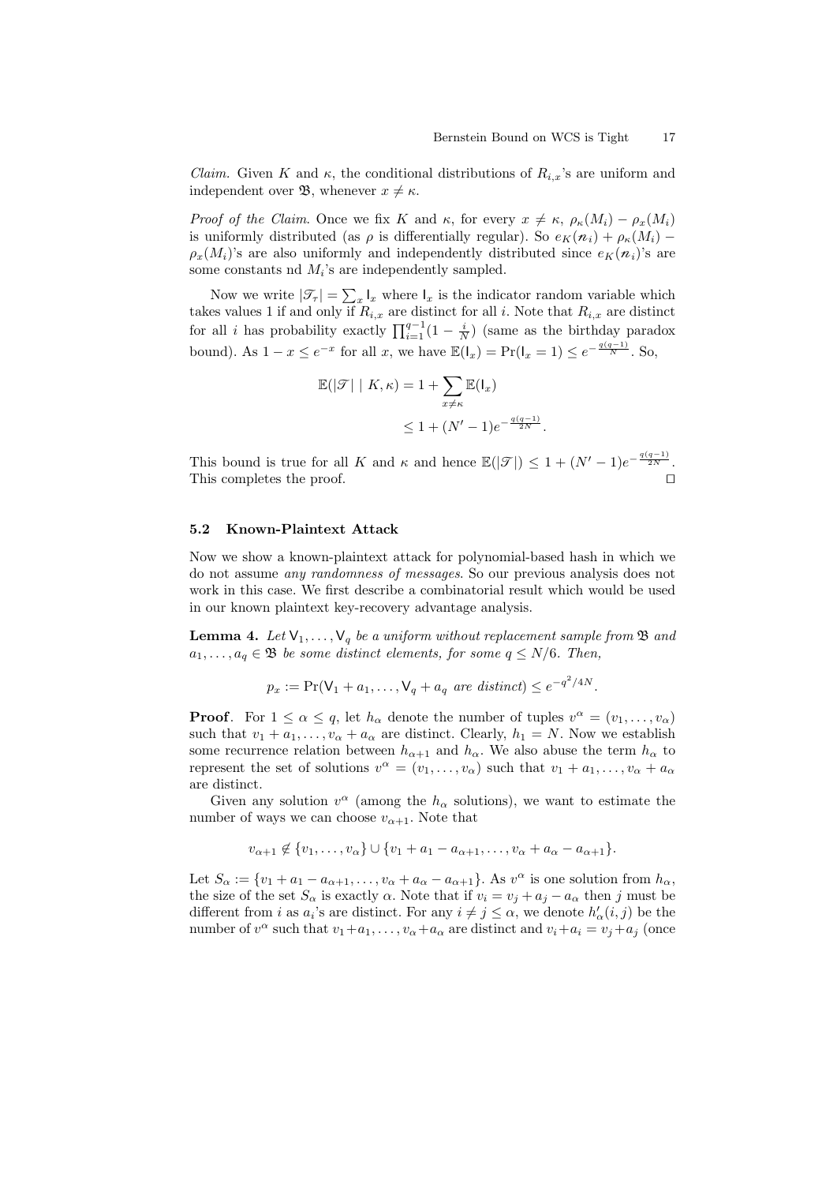*Claim.* Given $K$ and $\kappa$, the conditional distributions of $R_{i,x}$'s are uniform and independent over $\mathfrak{B}$, whenever $x \neq \kappa$.

*Proof of the Claim.* Once we fix $K$ and $\kappa$, for every $x \neq \kappa$, $\rho_\kappa(M_i) - \rho_x(M_i)$ is uniformly distributed (as $\rho$ is differentially regular). So $e_K(\boldsymbol{n}_i) + \rho_\kappa(M_i) - \rho_x(M_i)$'s are also uniformly and independently distributed since $e_K(\boldsymbol{n}_i)$'s are some constants nd $M_i$'s are independently sampled.

Now we write $|\mathscr{T}_\tau| = \sum_x \mathsf{I}_x$ where $\mathsf{I}_x$ is the indicator random variable which takes values 1 if and only if $R_{i,x}$ are distinct for all $i$. Note that $R_{i,x}$ are distinct for all $i$ has probability exactly $\prod_{i=1}^{q-1}(1 - \frac{i}{N})$ (same as the birthday paradox bound). As $1 - x \leq e^{-x}$ for all $x$, we have $\mathbb{E}(\mathsf{I}_x) = \Pr(\mathsf{I}_x = 1) \leq e^{-\frac{q(q-1)}{N}}$. So,

$$\begin{aligned}
\mathbb{E}(|\mathscr{T}| \mid K, \kappa) &= 1 + \sum_{x \neq \kappa} \mathbb{E}(\mathsf{I}_x) \\
&\leq 1 + (N' - 1)e^{-\frac{q(q-1)}{2N}}.
\end{aligned}$$

This bound is true for all $K$ and $\kappa$ and hence $\mathbb{E}(|\mathscr{T}|) \leq 1 + (N' - 1)e^{-\frac{q(q-1)}{2N}}$. This completes the proof. $\square$

### 5.2 Known-Plaintext Attack

Now we show a known-plaintext attack for polynomial-based hash in which we do not assume *any randomness of messages*. So our previous analysis does not work in this case. We first describe a combinatorial result which would be used in our known plaintext key-recovery advantage analysis.

**Lemma 4.** *Let $\mathsf{V}_1, \ldots, \mathsf{V}_q$ be a uniform without replacement sample from $\mathfrak{B}$ and $a_1, \ldots, a_q \in \mathfrak{B}$ be some distinct elements, for some $q \leq N/6$. Then,*

$$p_x := \Pr(\mathsf{V}_1 + a_1, \ldots, \mathsf{V}_q + a_q \text{ are distinct}) \leq e^{-q^2/4N}.$$

**Proof**. For $1 \leq \alpha \leq q$, let $h_\alpha$ denote the number of tuples $v^\alpha = (v_1, \ldots, v_\alpha)$ such that $v_1 + a_1, \ldots, v_\alpha + a_\alpha$ are distinct. Clearly, $h_1 = N$. Now we establish some recurrence relation between $h_{\alpha+1}$ and $h_\alpha$. We also abuse the term $h_\alpha$ to represent the set of solutions $v^\alpha = (v_1, \ldots, v_\alpha)$ such that $v_1 + a_1, \ldots, v_\alpha + a_\alpha$ are distinct.

Given any solution $v^\alpha$ (among the $h_\alpha$ solutions), we want to estimate the number of ways we can choose $v_{\alpha+1}$. Note that

$$v_{\alpha+1} \notin \{v_1, \ldots, v_\alpha\} \cup \{v_1 + a_1 - a_{\alpha+1}, \ldots, v_\alpha + a_\alpha - a_{\alpha+1}\}.$$

Let $S_\alpha := \{v_1 + a_1 - a_{\alpha+1}, \ldots, v_\alpha + a_\alpha - a_{\alpha+1}\}$. As $v^\alpha$ is one solution from $h_\alpha$, the size of the set $S_\alpha$ is exactly $\alpha$. Note that if $v_i = v_j + a_j - a_\alpha$ then $j$ must be different from $i$ as $a_i$'s are distinct. For any $i \neq j \leq \alpha$, we denote $h'_\alpha(i, j)$ be the number of $v^\alpha$ such that $v_1 + a_1, \ldots, v_\alpha + a_\alpha$ are distinct and $v_i + a_i = v_j + a_j$ (once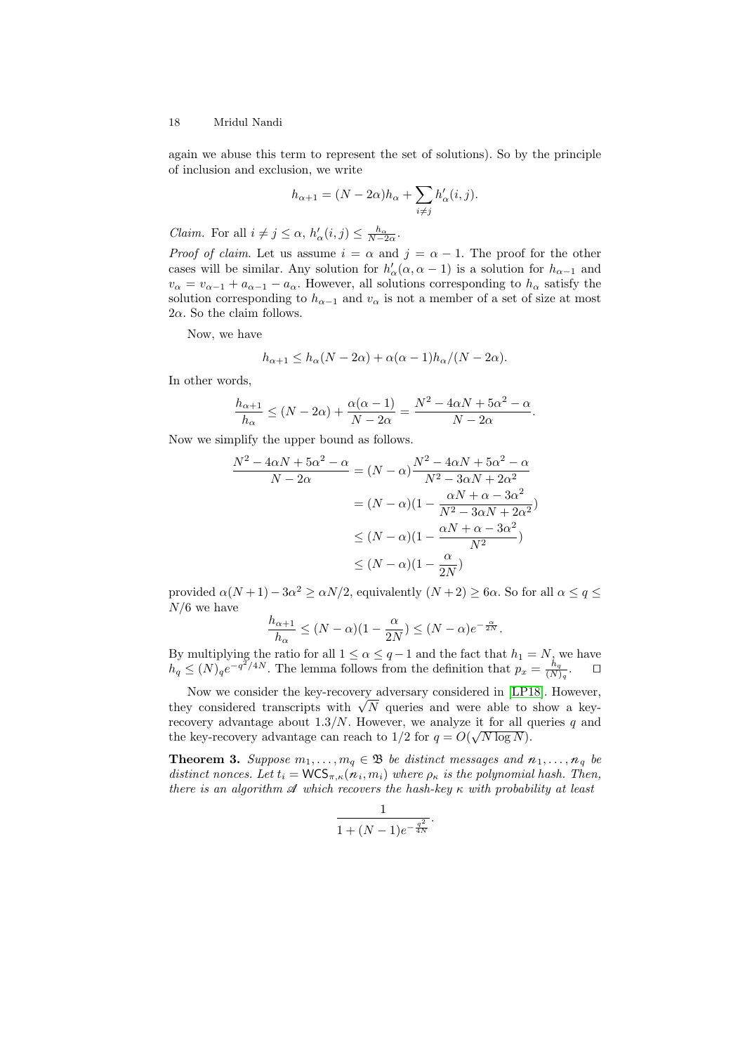again we abuse this term to represent the set of solutions). So by the principle of inclusion and exclusion, we write

$$h_{\alpha+1} = (N - 2\alpha)h_\alpha + \sum_{i \neq j} h'_\alpha(i,j).$$

*Claim.* For all $i \neq j \leq \alpha$, $h'_\alpha(i,j) \leq \frac{h_\alpha}{N-2\alpha}$.

*Proof of claim.* Let us assume $i = \alpha$ and $j = \alpha - 1$. The proof for the other cases will be similar. Any solution for $h'_\alpha(\alpha, \alpha-1)$ is a solution for $h_{\alpha-1}$ and $v_\alpha = v_{\alpha-1} + a_{\alpha-1} - a_\alpha$. However, all solutions corresponding to $h_\alpha$ satisfy the solution corresponding to $h_{\alpha-1}$ and $v_\alpha$ is not a member of a set of size at most $2\alpha$. So the claim follows.

Now, we have

$$h_{\alpha+1} \leq h_\alpha(N - 2\alpha) + \alpha(\alpha-1)h_\alpha/(N-2\alpha).$$

In other words,

$$\frac{h_{\alpha+1}}{h_\alpha} \leq (N-2\alpha) + \frac{\alpha(\alpha-1)}{N-2\alpha} = \frac{N^2 - 4\alpha N + 5\alpha^2 - \alpha}{N - 2\alpha}.$$

Now we simplify the upper bound as follows.

$$\begin{aligned}
\frac{N^2 - 4\alpha N + 5\alpha^2 - \alpha}{N-2\alpha} &= (N-\alpha)\frac{N^2 - 4\alpha N + 5\alpha^2 - \alpha}{N^2 - 3\alpha N + 2\alpha^2} \\
&= (N-\alpha)\left(1 - \frac{\alpha N + \alpha - 3\alpha^2}{N^2 - 3\alpha N + 2\alpha^2}\right) \\
&\leq (N-\alpha)\left(1 - \frac{\alpha N + \alpha - 3\alpha^2}{N^2}\right) \\
&\leq (N-\alpha)\left(1 - \frac{\alpha}{2N}\right)
\end{aligned}$$

provided $\alpha(N+1) - 3\alpha^2 \geq \alpha N/2$, equivalently $(N+2) \geq 6\alpha$. So for all $\alpha \leq q \leq N/6$ we have

$$\frac{h_{\alpha+1}}{h_\alpha} \leq (N-\alpha)\left(1 - \frac{\alpha}{2N}\right) \leq (N-\alpha)e^{-\frac{\alpha}{2N}}.$$

By multiplying the ratio for all $1 \leq \alpha \leq q-1$ and the fact that $h_1 = N$, we have $h_q \leq (N)_q e^{-q^2/4N}$. The lemma follows from the definition that $p_x = \frac{h_q}{(N)_q}$. $\square$

Now we consider the key-recovery adversary considered in [LP18]. However, they considered transcripts with $\sqrt{N}$ queries and were able to show a key-recovery advantage about $1.3/N$. However, we analyze it for all queries $q$ and the key-recovery advantage can reach to $1/2$ for $q = O(\sqrt{N \log N})$.

**Theorem 3.** *Suppose $m_1, \ldots, m_q \in \mathfrak{B}$ be distinct messages and $n_1, \ldots, n_q$ be distinct nonces. Let $t_i = \mathsf{WCS}_{\pi,\kappa}(n_i, m_i)$ where $\rho_\kappa$ is the polynomial hash. Then, there is an algorithm $\mathscr{A}$ which recovers the hash-key $\kappa$ with probability at least*

$$\frac{1}{1 + (N-1)e^{-\frac{q^2}{4N}}}.$$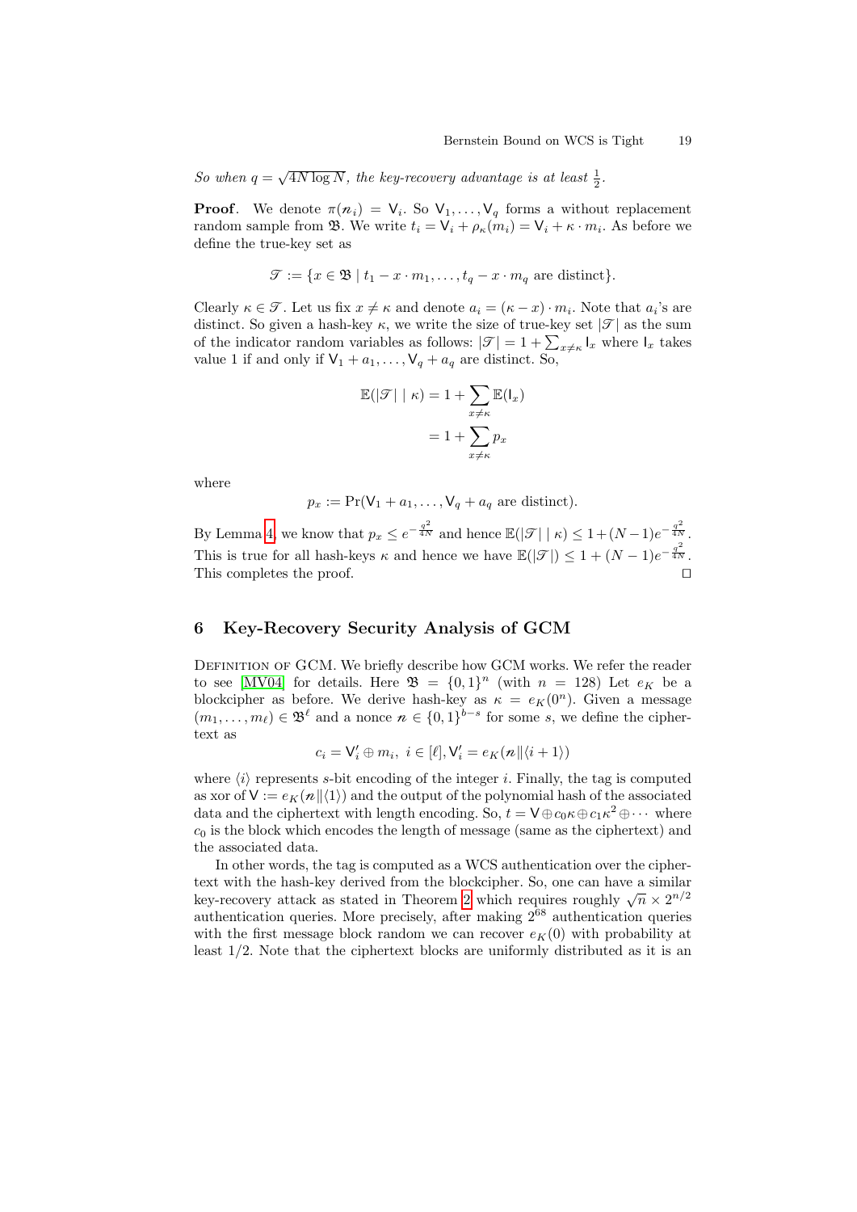*So when $q = \sqrt{4N \log N}$, the key-recovery advantage is at least $\frac{1}{2}$.*

**Proof**. We denote $\pi(\mathscr{n}_i) = \mathsf{V}_i$. So $\mathsf{V}_1, \ldots, \mathsf{V}_q$ forms a without replacement random sample from $\mathfrak{B}$. We write $t_i = \mathsf{V}_i + \rho_\kappa(m_i) = \mathsf{V}_i + \kappa \cdot m_i$. As before we define the true-key set as

$$\mathscr{T} := \{x \in \mathfrak{B} \mid t_1 - x \cdot m_1, \ldots, t_q - x \cdot m_q \text{ are distinct}\}.$$

Clearly $\kappa \in \mathscr{T}$. Let us fix $x \neq \kappa$ and denote $a_i = (\kappa - x) \cdot m_i$. Note that $a_i$'s are distinct. So given a hash-key $\kappa$, we write the size of true-key set $|\mathscr{T}|$ as the sum of the indicator random variables as follows: $|\mathscr{T}| = 1 + \sum_{x \neq \kappa} \mathsf{I}_x$ where $\mathsf{I}_x$ takes value 1 if and only if $\mathsf{V}_1 + a_1, \ldots, \mathsf{V}_q + a_q$ are distinct. So,

$$\begin{aligned}
\mathbb{E}(|\mathscr{T}| \mid \kappa) &= 1 + \sum_{x \neq \kappa} \mathbb{E}(\mathsf{I}_x) \\
&= 1 + \sum_{x \neq \kappa} p_x
\end{aligned}$$

where

$$p_x := \Pr(\mathsf{V}_1 + a_1, \ldots, \mathsf{V}_q + a_q \text{ are distinct}).$$

By Lemma 4, we know that $p_x \leq e^{-\frac{q^2}{4N}}$ and hence $\mathbb{E}(|\mathscr{T}| \mid \kappa) \leq 1 + (N-1)e^{-\frac{q^2}{4N}}$. This is true for all hash-keys $\kappa$ and hence we have $\mathbb{E}(|\mathscr{T}|) \leq 1 + (N-1)e^{-\frac{q^2}{4N}}$. This completes the proof. $\square$

## 6 Key-Recovery Security Analysis of GCM

Definition of GCM. We briefly describe how GCM works. We refer the reader to see [MV04] for details. Here $\mathfrak{B} = \{0,1\}^n$ (with $n = 128$) Let $e_K$ be a blockcipher as before. We derive hash-key as $\kappa = e_K(0^n)$. Given a message $(m_1, \ldots, m_\ell) \in \mathfrak{B}^\ell$ and a nonce $\mathscr{n} \in \{0,1\}^{b-s}$ for some $s$, we define the ciphertext as

$$c_i = \mathsf{V}'_i \oplus m_i,\ i \in [\ell], \mathsf{V}'_i = e_K(\mathscr{n} \| \langle i+1 \rangle)$$

where $\langle i \rangle$ represents $s$-bit encoding of the integer $i$. Finally, the tag is computed as xor of $\mathsf{V} := e_K(\mathscr{n} \| \langle 1 \rangle)$ and the output of the polynomial hash of the associated data and the ciphertext with length encoding. So, $t = \mathsf{V} \oplus c_0\kappa \oplus c_1\kappa^2 \oplus \cdots$ where $c_0$ is the block which encodes the length of message (same as the ciphertext) and the associated data.

In other words, the tag is computed as a WCS authentication over the ciphertext with the hash-key derived from the blockcipher. So, one can have a similar key-recovery attack as stated in Theorem 2 which requires roughly $\sqrt{n} \times 2^{n/2}$ authentication queries. More precisely, after making $2^{68}$ authentication queries with the first message block random we can recover $e_K(0)$ with probability at least 1/2. Note that the ciphertext blocks are uniformly distributed as it is an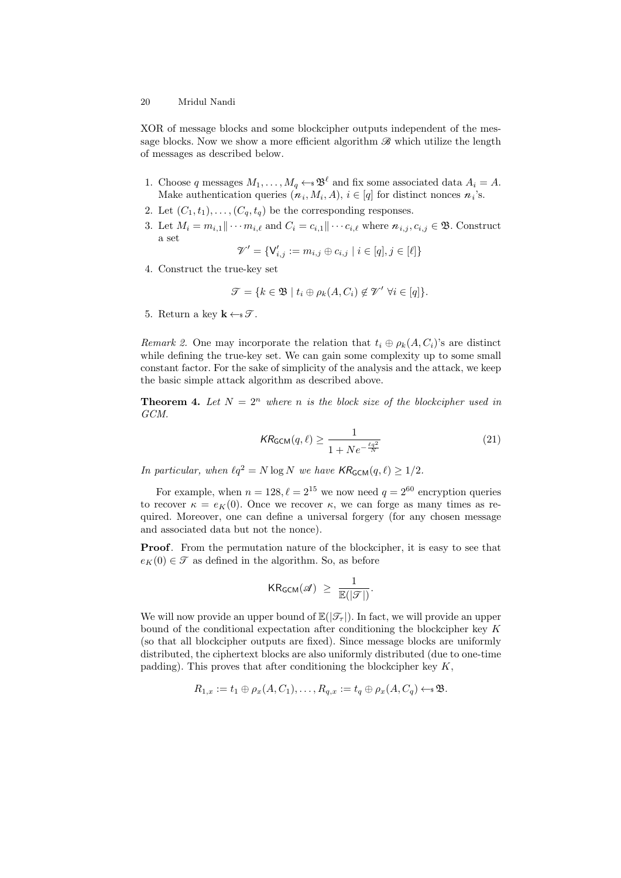XOR of message blocks and some blockcipher outputs independent of the message blocks. Now we show a more efficient algorithm $\mathscr{B}$ which utilize the length of messages as described below.

1. Choose $q$ messages $M_1, \ldots, M_q \leftarrow\!\!\$\, \mathfrak{B}^\ell$ and fix some associated data $A_i = A$. Make authentication queries $(n_i, M_i, A)$, $i \in [q]$ for distinct nonces $n_i$'s.
2. Let $(C_1, t_1), \ldots, (C_q, t_q)$ be the corresponding responses.
3. Let $M_i = m_{i,1} \| \cdots m_{i,\ell}$ and $C_i = c_{i,1} \| \cdots c_{i,\ell}$ where $n_{i,j}, c_{i,j} \in \mathfrak{B}$. Construct a set
$$\mathscr{V}' = \{\mathsf{V}'_{i,j} := m_{i,j} \oplus c_{i,j} \mid i \in [q], j \in [\ell]\}$$
4. Construct the true-key set
$$\mathscr{T} = \{k \in \mathfrak{B} \mid t_i \oplus \rho_k(A, C_i) \notin \mathscr{V}' \;\forall i \in [q]\}.$$
5. Return a key $\mathbf{k} \leftarrow\!\!\$\, \mathscr{T}$.

*Remark 2.* One may incorporate the relation that $t_i \oplus \rho_k(A, C_i)$'s are distinct while defining the true-key set. We can gain some complexity up to some small constant factor. For the sake of simplicity of the analysis and the attack, we keep the basic simple attack algorithm as described above.

**Theorem 4.** *Let $N = 2^n$ where $n$ is the block size of the blockcipher used in GCM.*

$$KR_{\mathsf{GCM}}(q, \ell) \geq \frac{1}{1 + Ne^{-\frac{\ell q^2}{N}}} \tag{21}$$

*In particular, when $\ell q^2 = N \log N$ we have $KR_{\mathsf{GCM}}(q, \ell) \geq 1/2$.*

For example, when $n = 128, \ell = 2^{15}$ we now need $q = 2^{60}$ encryption queries to recover $\kappa = e_K(0)$. Once we recover $\kappa$, we can forge as many times as required. Moreover, one can define a universal forgery (for any chosen message and associated data but not the nonce).

**Proof**. From the permutation nature of the blockcipher, it is easy to see that $e_K(0) \in \mathscr{T}$ as defined in the algorithm. So, as before

$$\mathsf{KR}_{\mathsf{GCM}}(\mathscr{A}) \;\geq\; \frac{1}{\mathbb{E}(|\mathscr{T}|)}.$$

We will now provide an upper bound of $\mathbb{E}(|\mathscr{T}_\tau|)$. In fact, we will provide an upper bound of the conditional expectation after conditioning the blockcipher key $K$ (so that all blockcipher outputs are fixed). Since message blocks are uniformly distributed, the ciphertext blocks are also uniformly distributed (due to one-time padding). This proves that after conditioning the blockcipher key $K$,

$$R_{1,x} := t_1 \oplus \rho_x(A, C_1), \ldots, R_{q,x} := t_q \oplus \rho_x(A, C_q) \leftarrow\!\!\$\, \mathfrak{B}.$$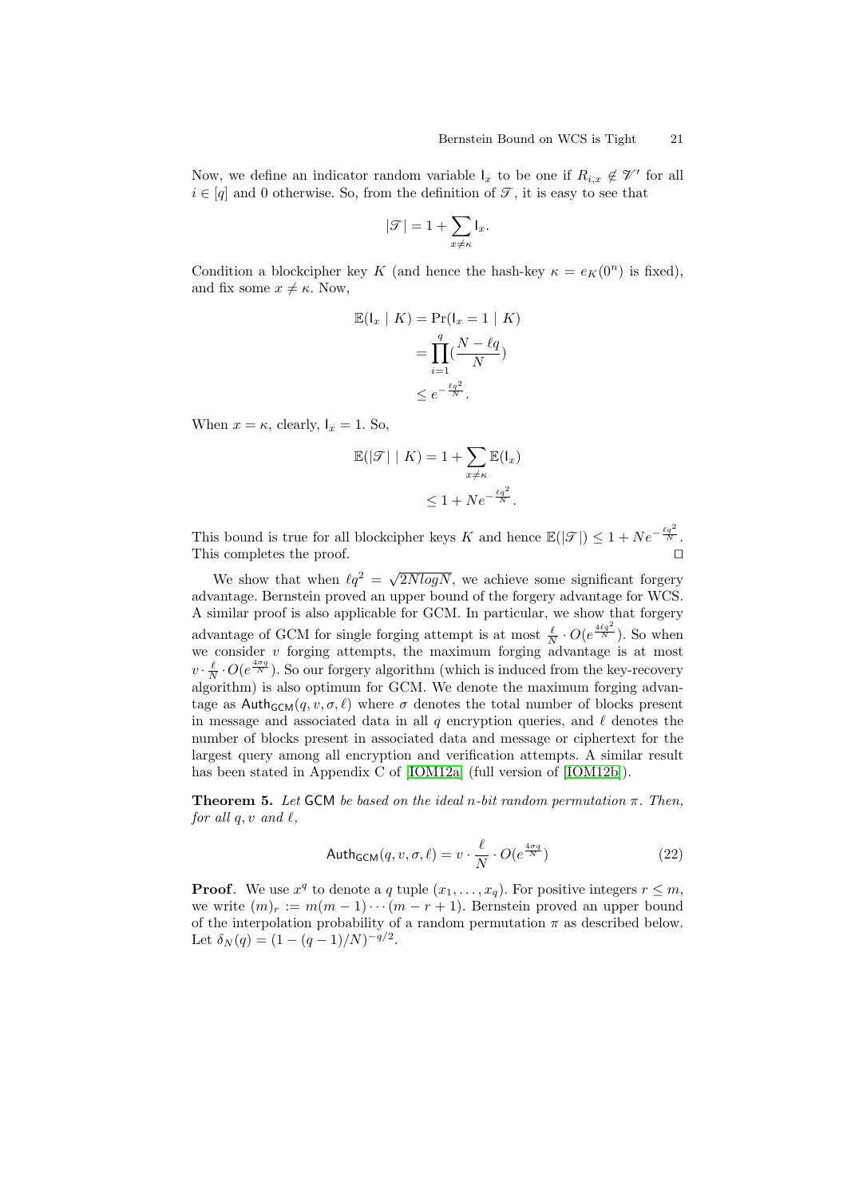Now, we define an indicator random variable $\mathsf{I}_x$ to be one if $R_{i,x} \notin \mathscr{V}'$ for all $i \in [q]$ and 0 otherwise. So, from the definition of $\mathscr{T}$, it is easy to see that

$$|\mathscr{T}| = 1 + \sum_{x \neq \kappa} \mathsf{I}_x.$$

Condition a blockcipher key $K$ (and hence the hash-key $\kappa = e_K(0^n)$ is fixed), and fix some $x \neq \kappa$. Now,

$$\begin{aligned}
\mathbb{E}(\mathsf{I}_x \mid K) &= \Pr(\mathsf{I}_x = 1 \mid K) \\
&= \prod_{i=1}^{q} (\frac{N - \ell q}{N}) \\
&\leq e^{-\frac{\ell q^2}{N}}.
\end{aligned}$$

When $x = \kappa$, clearly, $\mathsf{I}_x = 1$. So,

$$\begin{aligned}
\mathbb{E}(|\mathscr{T}| \mid K) &= 1 + \sum_{x \neq \kappa} \mathbb{E}(\mathsf{I}_x) \\
&\leq 1 + N e^{-\frac{\ell q^2}{N}}.
\end{aligned}$$

This bound is true for all blockcipher keys $K$ and hence $\mathbb{E}(|\mathscr{T}|) \leq 1 + N e^{-\frac{\ell q^2}{N}}$. This completes the proof. $\square$

We show that when $\ell q^2 = \sqrt{2NlogN}$, we achieve some significant forgery advantage. Bernstein proved an upper bound of the forgery advantage for WCS. A similar proof is also applicable for GCM. In particular, we show that forgery advantage of GCM for single forging attempt is at most $\frac{\ell}{N} \cdot O(e^{\frac{4\ell q^2}{N}})$. So when we consider $v$ forging attempts, the maximum forging advantage is at most $v \cdot \frac{\ell}{N} \cdot O(e^{\frac{4\sigma q}{N}})$. So our forgery algorithm (which is induced from the key-recovery algorithm) is also optimum for GCM. We denote the maximum forging advantage as $\mathsf{Auth}_{\mathsf{GCM}}(q, v, \sigma, \ell)$ where $\sigma$ denotes the total number of blocks present in message and associated data in all $q$ encryption queries, and $\ell$ denotes the number of blocks present in associated data and message or ciphertext for the largest query among all encryption and verification attempts. A similar result has been stated in Appendix C of [IOM12a] (full version of [IOM12b]).

**Theorem 5.** *Let* GCM *be based on the ideal n-bit random permutation* $\pi$. *Then, for all* $q, v$ *and* $\ell$,

$$\mathsf{Auth}_{\mathsf{GCM}}(q, v, \sigma, \ell) = v \cdot \frac{\ell}{N} \cdot O(e^{\frac{4\sigma q}{N}}) \tag{22}$$

**Proof**. We use $x^q$ to denote a $q$ tuple $(x_1, \ldots, x_q)$. For positive integers $r \leq m$, we write $(m)_r := m(m-1)\cdots(m-r+1)$. Bernstein proved an upper bound of the interpolation probability of a random permutation $\pi$ as described below. Let $\delta_N(q) = (1 - (q-1)/N)^{-q/2}$.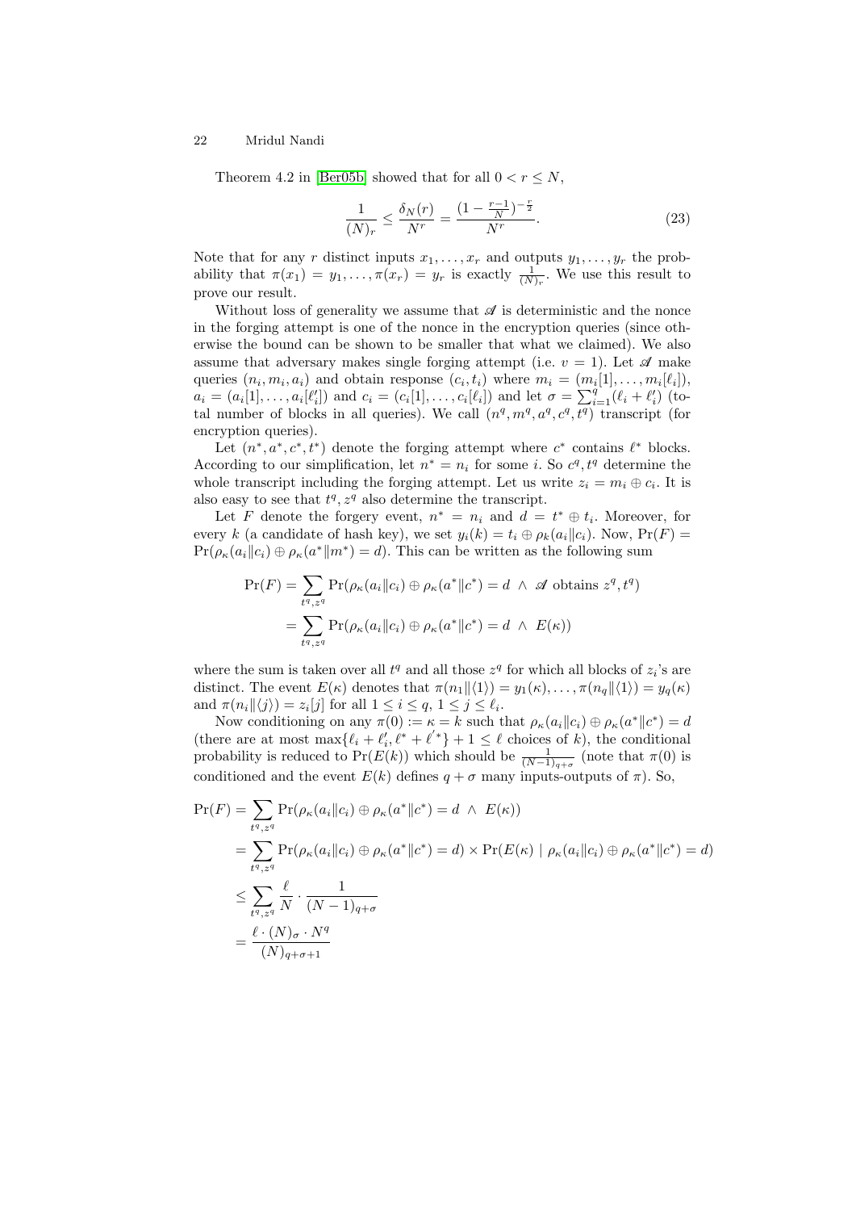Theorem 4.2 in [Ber05b] showed that for all $0 < r \leq N$,

$$\frac{1}{(N)_r} \leq \frac{\delta_N(r)}{N^r} = \frac{(1 - \frac{r-1}{N})^{-\frac{r}{2}}}{N^r}. \tag{23}$$

Note that for any $r$ distinct inputs $x_1, \ldots, x_r$ and outputs $y_1, \ldots, y_r$ the probability that $\pi(x_1) = y_1, \ldots, \pi(x_r) = y_r$ is exactly $\frac{1}{(N)_r}$. We use this result to prove our result.

Without loss of generality we assume that $\mathscr{A}$ is deterministic and the nonce in the forging attempt is one of the nonce in the encryption queries (since otherwise the bound can be shown to be smaller that what we claimed). We also assume that adversary makes single forging attempt (i.e. $v = 1$). Let $\mathscr{A}$ make queries $(n_i, m_i, a_i)$ and obtain response $(c_i, t_i)$ where $m_i = (m_i[1], \ldots, m_i[\ell_i])$, $a_i = (a_i[1], \ldots, a_i[\ell'_i])$ and $c_i = (c_i[1], \ldots, c_i[\ell_i])$ and let $\sigma = \sum_{i=1}^{q}(\ell_i + \ell'_i)$ (total number of blocks in all queries). We call $(n^q, m^q, a^q, c^q, t^q)$ transcript (for encryption queries).

Let $(n^*, a^*, c^*, t^*)$ denote the forging attempt where $c^*$ contains $\ell^*$ blocks. According to our simplification, let $n^* = n_i$ for some $i$. So $c^q, t^q$ determine the whole transcript including the forging attempt. Let us write $z_i = m_i \oplus c_i$. It is also easy to see that $t^q, z^q$ also determine the transcript.

Let $F$ denote the forgery event, $n^* = n_i$ and $d = t^* \oplus t_i$. Moreover, for every $k$ (a candidate of hash key), we set $y_i(k) = t_i \oplus \rho_k(a_i \| c_i)$. Now, $\Pr(F) = \Pr(\rho_\kappa(a_i \| c_i) \oplus \rho_\kappa(a^* \| m^*) = d)$. This can be written as the following sum

$$\begin{aligned}
\Pr(F) &= \sum_{t^q, z^q} \Pr(\rho_\kappa(a_i \| c_i) \oplus \rho_\kappa(a^* \| c^*) = d \ \wedge \ \mathscr{A} \text{ obtains } z^q, t^q) \\
&= \sum_{t^q, z^q} \Pr(\rho_\kappa(a_i \| c_i) \oplus \rho_\kappa(a^* \| c^*) = d \ \wedge \ E(\kappa))
\end{aligned}$$

where the sum is taken over all $t^q$ and all those $z^q$ for which all blocks of $z_i$'s are distinct. The event $E(\kappa)$ denotes that $\pi(n_1 \| \langle 1 \rangle) = y_1(\kappa), \ldots, \pi(n_q \| \langle 1 \rangle) = y_q(\kappa)$ and $\pi(n_i \| \langle j \rangle) = z_i[j]$ for all $1 \leq i \leq q$, $1 \leq j \leq \ell_i$.

Now conditioning on any $\pi(0) := \kappa = k$ such that $\rho_\kappa(a_i \| c_i) \oplus \rho_\kappa(a^* \| c^*) = d$ (there are at most $\max\{\ell_i + \ell'_i, \ell^* + \ell'^*\} + 1 \leq \ell$ choices of $k$), the conditional probability is reduced to $\Pr(E(k))$ which should be $\frac{1}{(N-1)_{q+\sigma}}$ (note that $\pi(0)$ is conditioned and the event $E(k)$ defines $q + \sigma$ many inputs-outputs of $\pi$). So,

$$\begin{aligned}
\Pr(F) &= \sum_{t^q, z^q} \Pr(\rho_\kappa(a_i \| c_i) \oplus \rho_\kappa(a^* \| c^*) = d \ \wedge \ E(\kappa)) \\
&= \sum_{t^q, z^q} \Pr(\rho_\kappa(a_i \| c_i) \oplus \rho_\kappa(a^* \| c^*) = d) \times \Pr(E(\kappa) \mid \rho_\kappa(a_i \| c_i) \oplus \rho_\kappa(a^* \| c^*) = d) \\
&\leq \sum_{t^q, z^q} \frac{\ell}{N} \cdot \frac{1}{(N-1)_{q+\sigma}} \\
&= \frac{\ell \cdot (N)_\sigma \cdot N^q}{(N)_{q+\sigma+1}}
\end{aligned}$$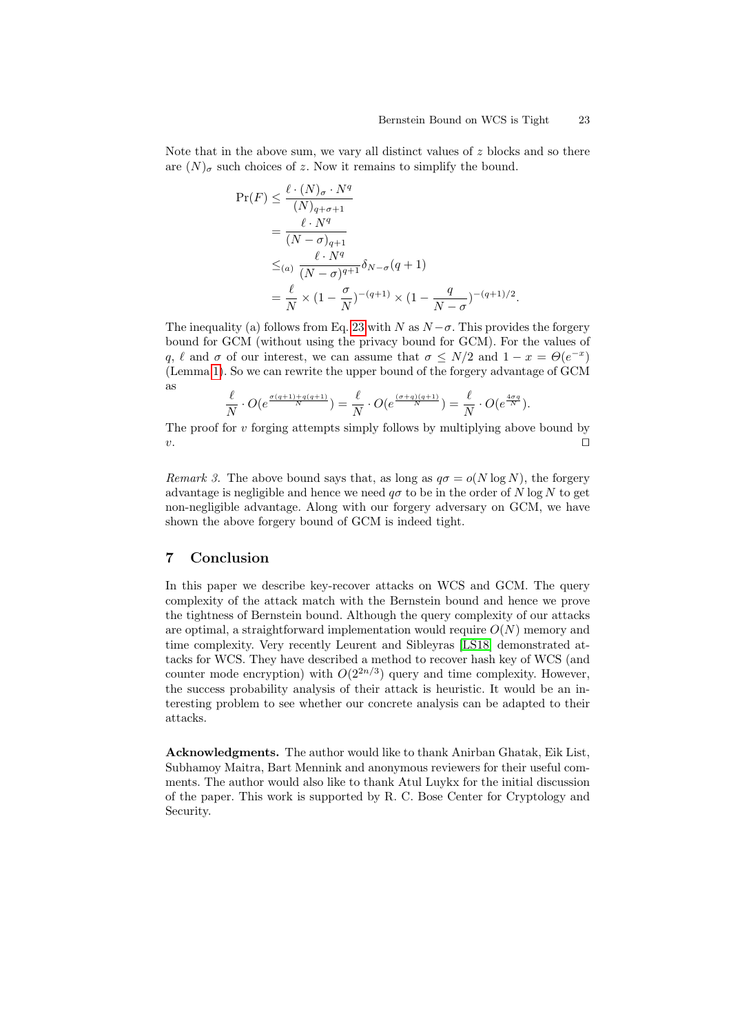Note that in the above sum, we vary all distinct values of $z$ blocks and so there are $(N)_\sigma$ such choices of $z$. Now it remains to simplify the bound.

$$
\begin{aligned}
\Pr(F) &\le \frac{\ell \cdot (N)_\sigma \cdot N^q}{(N)_{q+\sigma+1}} \\
&= \frac{\ell \cdot N^q}{(N-\sigma)_{q+1}} \\
&\le_{(a)} \frac{\ell \cdot N^q}{(N-\sigma)^{q+1}} \delta_{N-\sigma}(q+1) \\
&= \frac{\ell}{N} \times (1 - \frac{\sigma}{N})^{-(q+1)} \times (1 - \frac{q}{N-\sigma})^{-(q+1)/2}.
\end{aligned}
$$

The inequality (a) follows from Eq. 23 with $N$ as $N-\sigma$. This provides the forgery bound for GCM (without using the privacy bound for GCM). For the values of $q$, $\ell$ and $\sigma$ of our interest, we can assume that $\sigma \le N/2$ and $1 - x = \Theta(e^{-x})$ (Lemma 1). So we can rewrite the upper bound of the forgery advantage of GCM as

$$
\frac{\ell}{N} \cdot O(e^{\frac{\sigma(q+1)+q(q+1)}{N}}) = \frac{\ell}{N} \cdot O(e^{\frac{(\sigma+q)(q+1)}{N}}) = \frac{\ell}{N} \cdot O(e^{\frac{4\sigma q}{N}}).
$$

The proof for $v$ forging attempts simply follows by multiplying above bound by $v$. □

*Remark 3.* The above bound says that, as long as $q\sigma = o(N \log N)$, the forgery advantage is negligible and hence we need $q\sigma$ to be in the order of $N \log N$ to get non-negligible advantage. Along with our forgery adversary on GCM, we have shown the above forgery bound of GCM is indeed tight.

## 7 Conclusion

In this paper we describe key-recover attacks on WCS and GCM. The query complexity of the attack match with the Bernstein bound and hence we prove the tightness of Bernstein bound. Although the query complexity of our attacks are optimal, a straightforward implementation would require $O(N)$ memory and time complexity. Very recently Leurent and Sibleyras [LS18] demonstrated attacks for WCS. They have described a method to recover hash key of WCS (and counter mode encryption) with $O(2^{2n/3})$ query and time complexity. However, the success probability analysis of their attack is heuristic. It would be an interesting problem to see whether our concrete analysis can be adapted to their attacks.

**Acknowledgments.** The author would like to thank Anirban Ghatak, Eik List, Subhamoy Maitra, Bart Mennink and anonymous reviewers for their useful comments. The author would also like to thank Atul Luykx for the initial discussion of the paper. This work is supported by R. C. Bose Center for Cryptology and Security.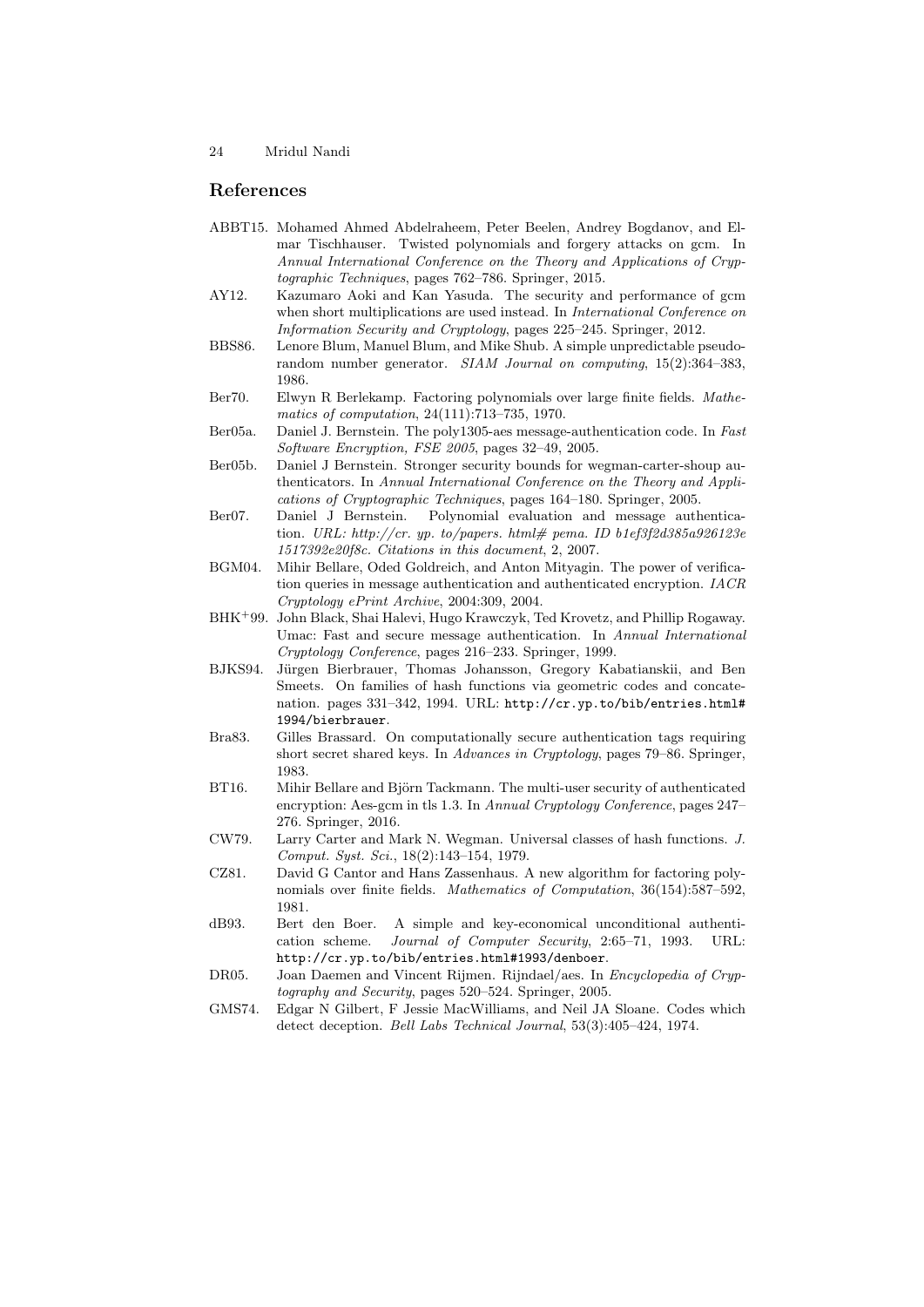## References

ABBT15. Mohamed Ahmed Abdelraheem, Peter Beelen, Andrey Bogdanov, and Elmar Tischhauser. Twisted polynomials and forgery attacks on gcm. In *Annual International Conference on the Theory and Applications of Cryptographic Techniques*, pages 762–786. Springer, 2015.

AY12. Kazumaro Aoki and Kan Yasuda. The security and performance of gcm when short multiplications are used instead. In *International Conference on Information Security and Cryptology*, pages 225–245. Springer, 2012.

BBS86. Lenore Blum, Manuel Blum, and Mike Shub. A simple unpredictable pseudo-random number generator. *SIAM Journal on computing*, 15(2):364–383, 1986.

Ber70. Elwyn R Berlekamp. Factoring polynomials over large finite fields. *Mathematics of computation*, 24(111):713–735, 1970.

Ber05a. Daniel J. Bernstein. The poly1305-aes message-authentication code. In *Fast Software Encryption, FSE 2005*, pages 32–49, 2005.

Ber05b. Daniel J Bernstein. Stronger security bounds for wegman-carter-shoup authenticators. In *Annual International Conference on the Theory and Applications of Cryptographic Techniques*, pages 164–180. Springer, 2005.

Ber07. Daniel J Bernstein. Polynomial evaluation and message authentication. *URL: http://cr. yp. to/papers. html# pema. ID b1ef3f2d385a926123e 1517392e20f8c. Citations in this document*, 2, 2007.

BGM04. Mihir Bellare, Oded Goldreich, and Anton Mityagin. The power of verification queries in message authentication and authenticated encryption. *IACR Cryptology ePrint Archive*, 2004:309, 2004.

BHK+99. John Black, Shai Halevi, Hugo Krawczyk, Ted Krovetz, and Phillip Rogaway. Umac: Fast and secure message authentication. In *Annual International Cryptology Conference*, pages 216–233. Springer, 1999.

BJKS94. Jürgen Bierbrauer, Thomas Johansson, Gregory Kabatianskii, and Ben Smeets. On families of hash functions via geometric codes and concatenation. pages 331–342, 1994. URL: `http://cr.yp.to/bib/entries.html#1994/bierbrauer`.

Bra83. Gilles Brassard. On computationally secure authentication tags requiring short secret shared keys. In *Advances in Cryptology*, pages 79–86. Springer, 1983.

BT16. Mihir Bellare and Björn Tackmann. The multi-user security of authenticated encryption: Aes-gcm in tls 1.3. In *Annual Cryptology Conference*, pages 247–276. Springer, 2016.

CW79. Larry Carter and Mark N. Wegman. Universal classes of hash functions. *J. Comput. Syst. Sci.*, 18(2):143–154, 1979.

CZ81. David G Cantor and Hans Zassenhaus. A new algorithm for factoring polynomials over finite fields. *Mathematics of Computation*, 36(154):587–592, 1981.

dB93. Bert den Boer. A simple and key-economical unconditional authentication scheme. *Journal of Computer Security*, 2:65–71, 1993. URL: `http://cr.yp.to/bib/entries.html#1993/denboer`.

DR05. Joan Daemen and Vincent Rijmen. Rijndael/aes. In *Encyclopedia of Cryptography and Security*, pages 520–524. Springer, 2005.

GMS74. Edgar N Gilbert, F Jessie MacWilliams, and Neil JA Sloane. Codes which detect deception. *Bell Labs Technical Journal*, 53(3):405–424, 1974.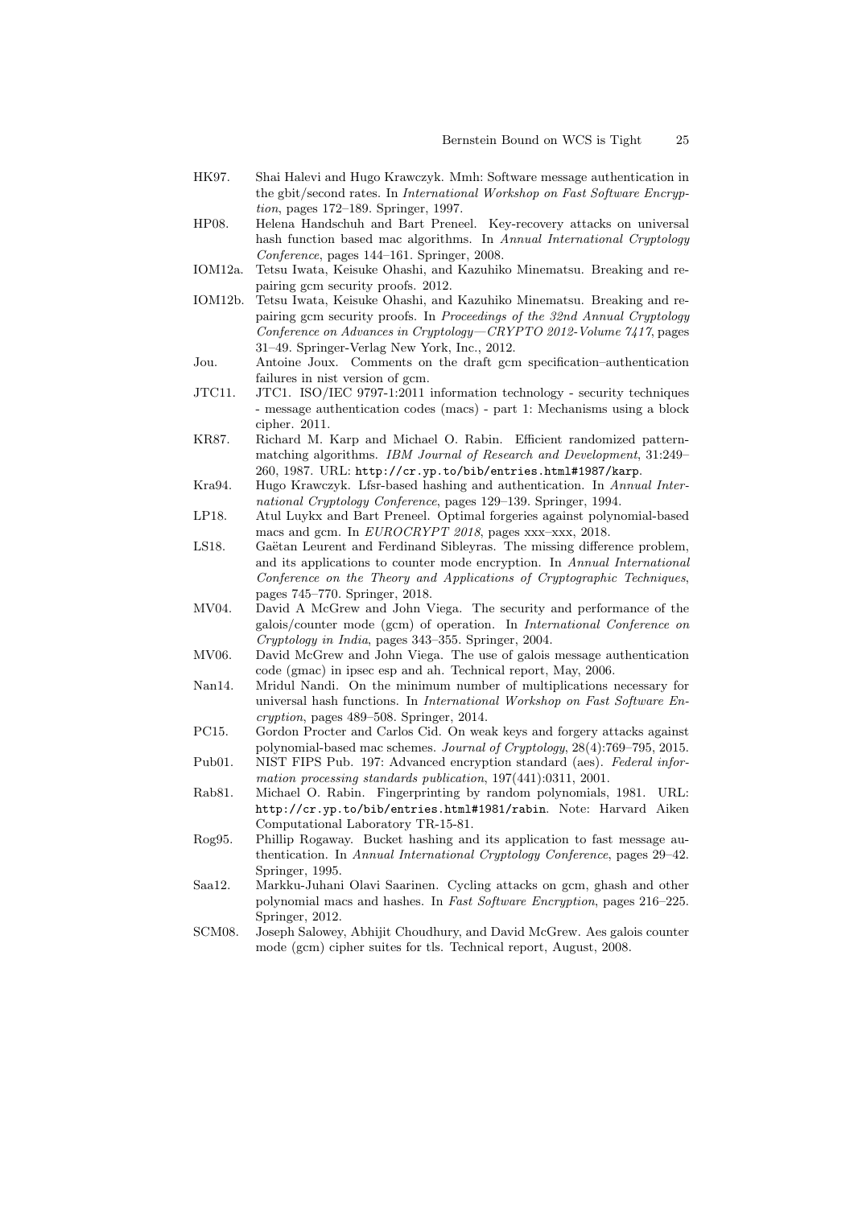- HK97. Shai Halevi and Hugo Krawczyk. Mmh: Software message authentication in the gbit/second rates. In *International Workshop on Fast Software Encryption*, pages 172–189. Springer, 1997.
- HP08. Helena Handschuh and Bart Preneel. Key-recovery attacks on universal hash function based mac algorithms. In *Annual International Cryptology Conference*, pages 144–161. Springer, 2008.
- IOM12a. Tetsu Iwata, Keisuke Ohashi, and Kazuhiko Minematsu. Breaking and repairing gcm security proofs. 2012.
- IOM12b. Tetsu Iwata, Keisuke Ohashi, and Kazuhiko Minematsu. Breaking and repairing gcm security proofs. In *Proceedings of the 32nd Annual Cryptology Conference on Advances in Cryptology—CRYPTO 2012-Volume 7417*, pages 31–49. Springer-Verlag New York, Inc., 2012.
- Jou. Antoine Joux. Comments on the draft gcm specification–authentication failures in nist version of gcm.
- JTC11. JTC1. ISO/IEC 9797-1:2011 information technology - security techniques - message authentication codes (macs) - part 1: Mechanisms using a block cipher. 2011.
- KR87. Richard M. Karp and Michael O. Rabin. Efficient randomized pattern-matching algorithms. *IBM Journal of Research and Development*, 31:249–260, 1987. URL: `http://cr.yp.to/bib/entries.html#1987/karp`.
- Kra94. Hugo Krawczyk. Lfsr-based hashing and authentication. In *Annual International Cryptology Conference*, pages 129–139. Springer, 1994.
- LP18. Atul Luykx and Bart Preneel. Optimal forgeries against polynomial-based macs and gcm. In *EUROCRYPT 2018*, pages xxx–xxx, 2018.
- LS18. Gaëtan Leurent and Ferdinand Sibleyras. The missing difference problem, and its applications to counter mode encryption. In *Annual International Conference on the Theory and Applications of Cryptographic Techniques*, pages 745–770. Springer, 2018.
- MV04. David A McGrew and John Viega. The security and performance of the galois/counter mode (gcm) of operation. In *International Conference on Cryptology in India*, pages 343–355. Springer, 2004.
- MV06. David McGrew and John Viega. The use of galois message authentication code (gmac) in ipsec esp and ah. Technical report, May, 2006.
- Nan14. Mridul Nandi. On the minimum number of multiplications necessary for universal hash functions. In *International Workshop on Fast Software Encryption*, pages 489–508. Springer, 2014.
- PC15. Gordon Procter and Carlos Cid. On weak keys and forgery attacks against polynomial-based mac schemes. *Journal of Cryptology*, 28(4):769–795, 2015.
- Pub01. NIST FIPS Pub. 197: Advanced encryption standard (aes). *Federal information processing standards publication*, 197(441):0311, 2001.
- Rab81. Michael O. Rabin. Fingerprinting by random polynomials, 1981. URL: `http://cr.yp.to/bib/entries.html#1981/rabin`. Note: Harvard Aiken Computational Laboratory TR-15-81.
- Rog95. Phillip Rogaway. Bucket hashing and its application to fast message authentication. In *Annual International Cryptology Conference*, pages 29–42. Springer, 1995.
- Saa12. Markku-Juhani Olavi Saarinen. Cycling attacks on gcm, ghash and other polynomial macs and hashes. In *Fast Software Encryption*, pages 216–225. Springer, 2012.
- SCM08. Joseph Salowey, Abhijit Choudhury, and David McGrew. Aes galois counter mode (gcm) cipher suites for tls. Technical report, August, 2008.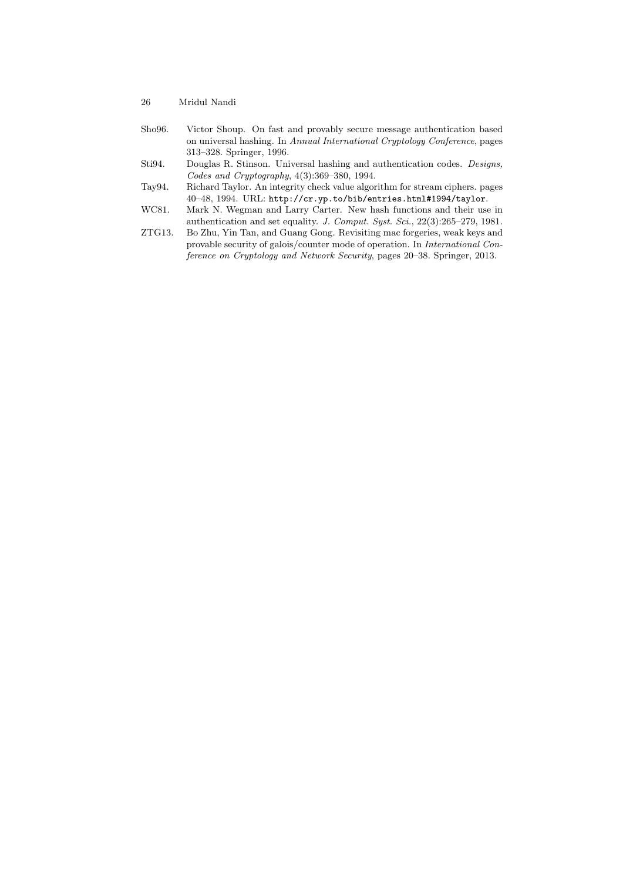Sho96. Victor Shoup. On fast and provably secure message authentication based on universal hashing. In *Annual International Cryptology Conference*, pages 313–328. Springer, 1996.

Sti94. Douglas R. Stinson. Universal hashing and authentication codes. *Designs, Codes and Cryptography*, 4(3):369–380, 1994.

Tay94. Richard Taylor. An integrity check value algorithm for stream ciphers. pages 40–48, 1994. URL: `http://cr.yp.to/bib/entries.html#1994/taylor`.

WC81. Mark N. Wegman and Larry Carter. New hash functions and their use in authentication and set equality. *J. Comput. Syst. Sci.*, 22(3):265–279, 1981.

ZTG13. Bo Zhu, Yin Tan, and Guang Gong. Revisiting mac forgeries, weak keys and provable security of galois/counter mode of operation. In *International Conference on Cryptology and Network Security*, pages 20–38. Springer, 2013.